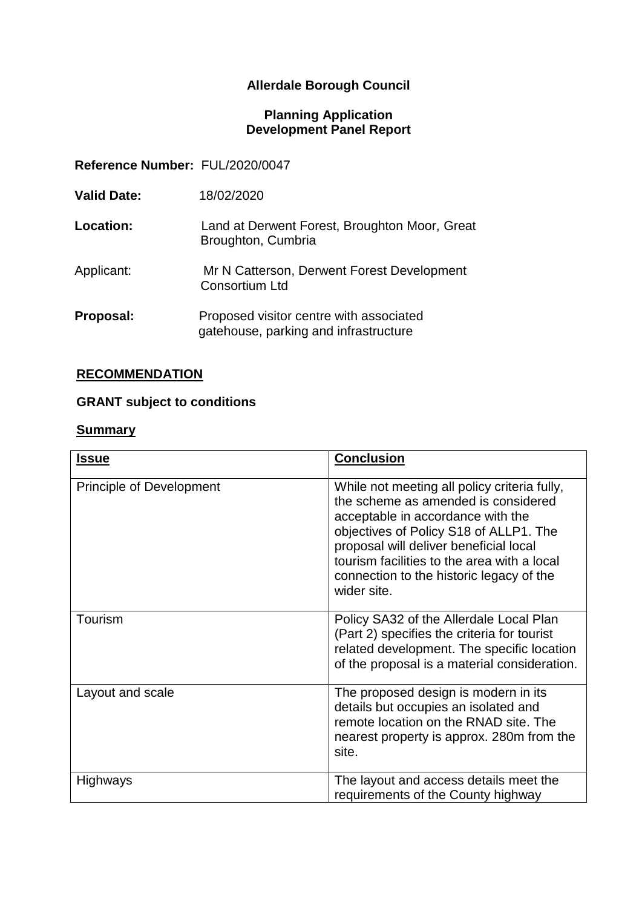**Allerdale Borough Council**

**Planning Application**
**Development Panel Report**

**Reference Number:** FUL/2020/0047

**Valid Date:** 18/02/2020

**Location:** Land at Derwent Forest, Broughton Moor, Great Broughton, Cumbria

Applicant: Mr N Catterson, Derwent Forest Development Consortium Ltd

**Proposal:** Proposed visitor centre with associated gatehouse, parking and infrastructure

## RECOMMENDATION

**GRANT subject to conditions**

**Summary**

| Issue | Conclusion |
|---|---|
| Principle of Development | While not meeting all policy criteria fully, the scheme as amended is considered acceptable in accordance with the objectives of Policy S18 of ALLP1. The proposal will deliver beneficial local tourism facilities to the area with a local connection to the historic legacy of the wider site. |
| Tourism | Policy SA32 of the Allerdale Local Plan (Part 2) specifies the criteria for tourist related development. The specific location of the proposal is a material consideration. |
| Layout and scale | The proposed design is modern in its details but occupies an isolated and remote location on the RNAD site. The nearest property is approx. 280m from the site. |
| Highways | The layout and access details meet the requirements of the County highway |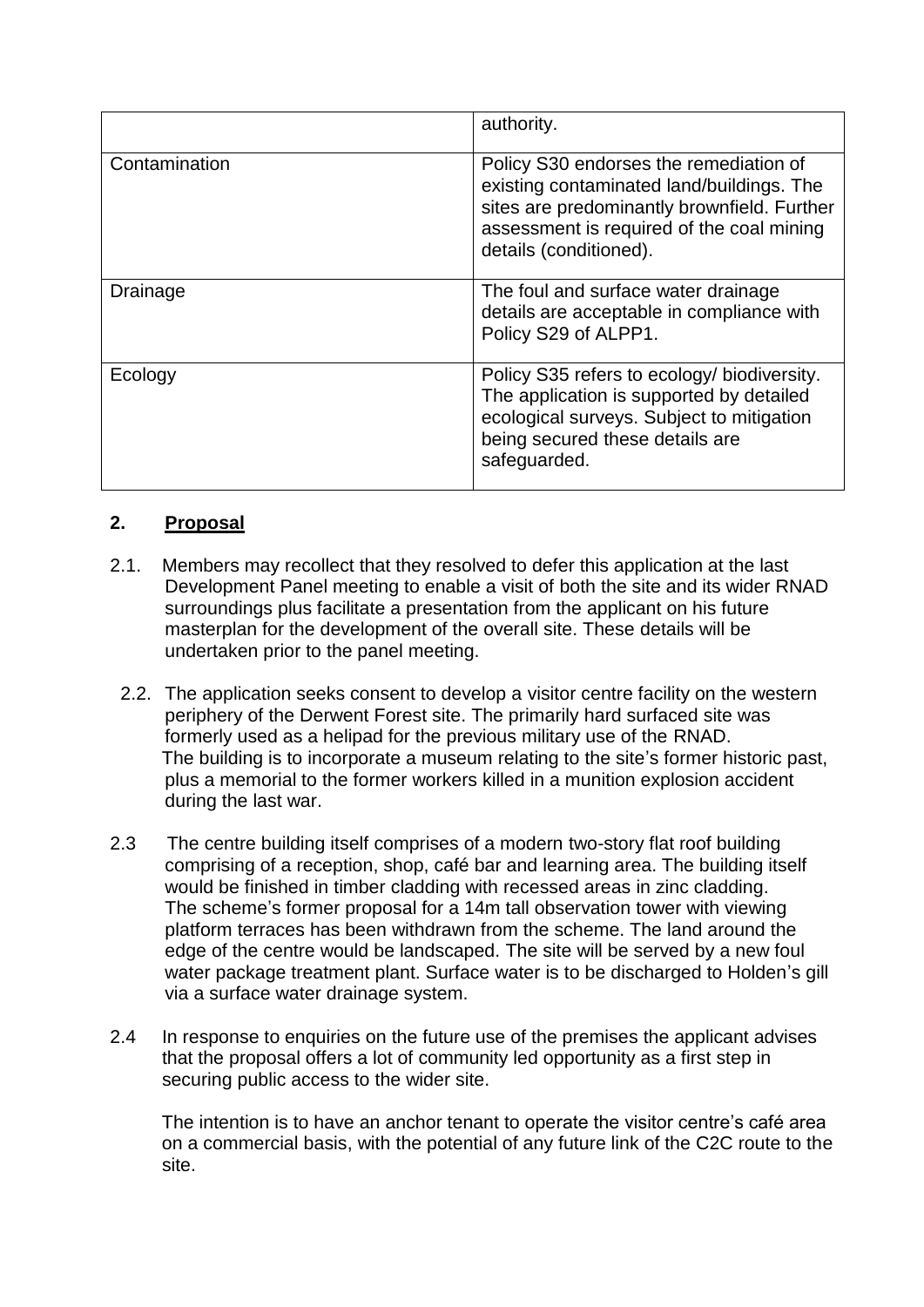|  |  |
| --- | --- |
|  | authority. |
| Contamination | Policy S30 endorses the remediation of existing contaminated land/buildings. The sites are predominantly brownfield. Further assessment is required of the coal mining details (conditioned). |
| Drainage | The foul and surface water drainage details are acceptable in compliance with Policy S29 of ALPP1. |
| Ecology | Policy S35 refers to ecology/ biodiversity. The application is supported by detailed ecological surveys. Subject to mitigation being secured these details are safeguarded. |

## 2. Proposal

2.1. Members may recollect that they resolved to defer this application at the last Development Panel meeting to enable a visit of both the site and its wider RNAD surroundings plus facilitate a presentation from the applicant on his future masterplan for the development of the overall site. These details will be undertaken prior to the panel meeting.

2.2. The application seeks consent to develop a visitor centre facility on the western periphery of the Derwent Forest site. The primarily hard surfaced site was formerly used as a helipad for the previous military use of the RNAD. The building is to incorporate a museum relating to the site's former historic past, plus a memorial to the former workers killed in a munition explosion accident during the last war.

2.3 The centre building itself comprises of a modern two-story flat roof building comprising of a reception, shop, café bar and learning area. The building itself would be finished in timber cladding with recessed areas in zinc cladding. The scheme's former proposal for a 14m tall observation tower with viewing platform terraces has been withdrawn from the scheme. The land around the edge of the centre would be landscaped. The site will be served by a new foul water package treatment plant. Surface water is to be discharged to Holden's gill via a surface water drainage system.

2.4 In response to enquiries on the future use of the premises the applicant advises that the proposal offers a lot of community led opportunity as a first step in securing public access to the wider site.

The intention is to have an anchor tenant to operate the visitor centre's café area on a commercial basis, with the potential of any future link of the C2C route to the site.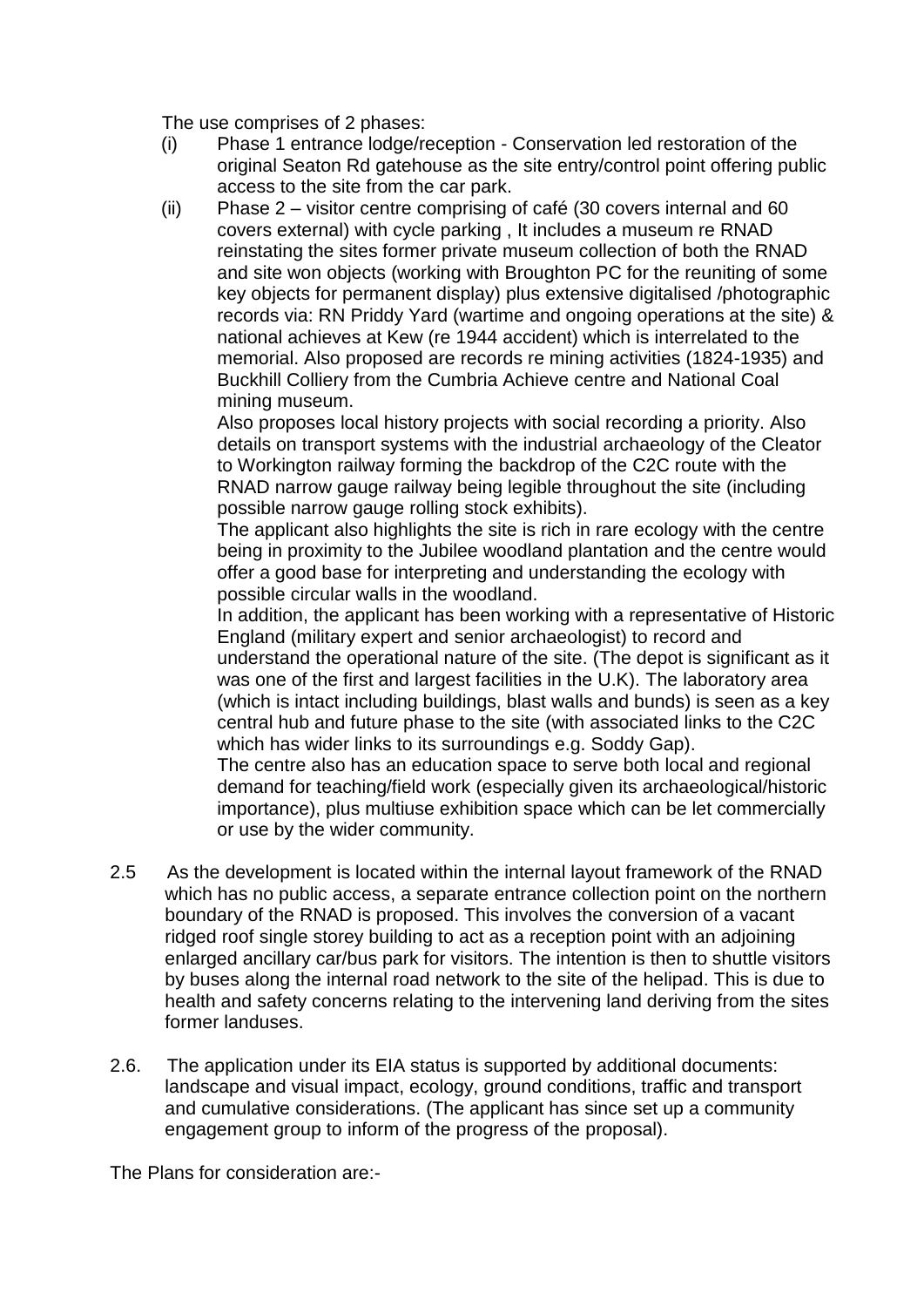The use comprises of 2 phases:

(i) Phase 1 entrance lodge/reception - Conservation led restoration of the original Seaton Rd gatehouse as the site entry/control point offering public access to the site from the car park.

(ii) Phase 2 – visitor centre comprising of café (30 covers internal and 60 covers external) with cycle parking , It includes a museum re RNAD reinstating the sites former private museum collection of both the RNAD and site won objects (working with Broughton PC for the reuniting of some key objects for permanent display) plus extensive digitalised /photographic records via: RN Priddy Yard (wartime and ongoing operations at the site) & national achieves at Kew (re 1944 accident) which is interrelated to the memorial. Also proposed are records re mining activities (1824-1935) and Buckhill Colliery from the Cumbria Achieve centre and National Coal mining museum.

Also proposes local history projects with social recording a priority. Also details on transport systems with the industrial archaeology of the Cleator to Workington railway forming the backdrop of the C2C route with the RNAD narrow gauge railway being legible throughout the site (including possible narrow gauge rolling stock exhibits).

The applicant also highlights the site is rich in rare ecology with the centre being in proximity to the Jubilee woodland plantation and the centre would offer a good base for interpreting and understanding the ecology with possible circular walls in the woodland.

In addition, the applicant has been working with a representative of Historic England (military expert and senior archaeologist) to record and understand the operational nature of the site. (The depot is significant as it was one of the first and largest facilities in the U.K). The laboratory area (which is intact including buildings, blast walls and bunds) is seen as a key central hub and future phase to the site (with associated links to the C2C which has wider links to its surroundings e.g. Soddy Gap).

The centre also has an education space to serve both local and regional demand for teaching/field work (especially given its archaeological/historic importance), plus multiuse exhibition space which can be let commercially or use by the wider community.

2.5 As the development is located within the internal layout framework of the RNAD which has no public access, a separate entrance collection point on the northern boundary of the RNAD is proposed. This involves the conversion of a vacant ridged roof single storey building to act as a reception point with an adjoining enlarged ancillary car/bus park for visitors. The intention is then to shuttle visitors by buses along the internal road network to the site of the helipad. This is due to health and safety concerns relating to the intervening land deriving from the sites former landuses.

2.6. The application under its EIA status is supported by additional documents: landscape and visual impact, ecology, ground conditions, traffic and transport and cumulative considerations. (The applicant has since set up a community engagement group to inform of the progress of the proposal).

The Plans for consideration are:-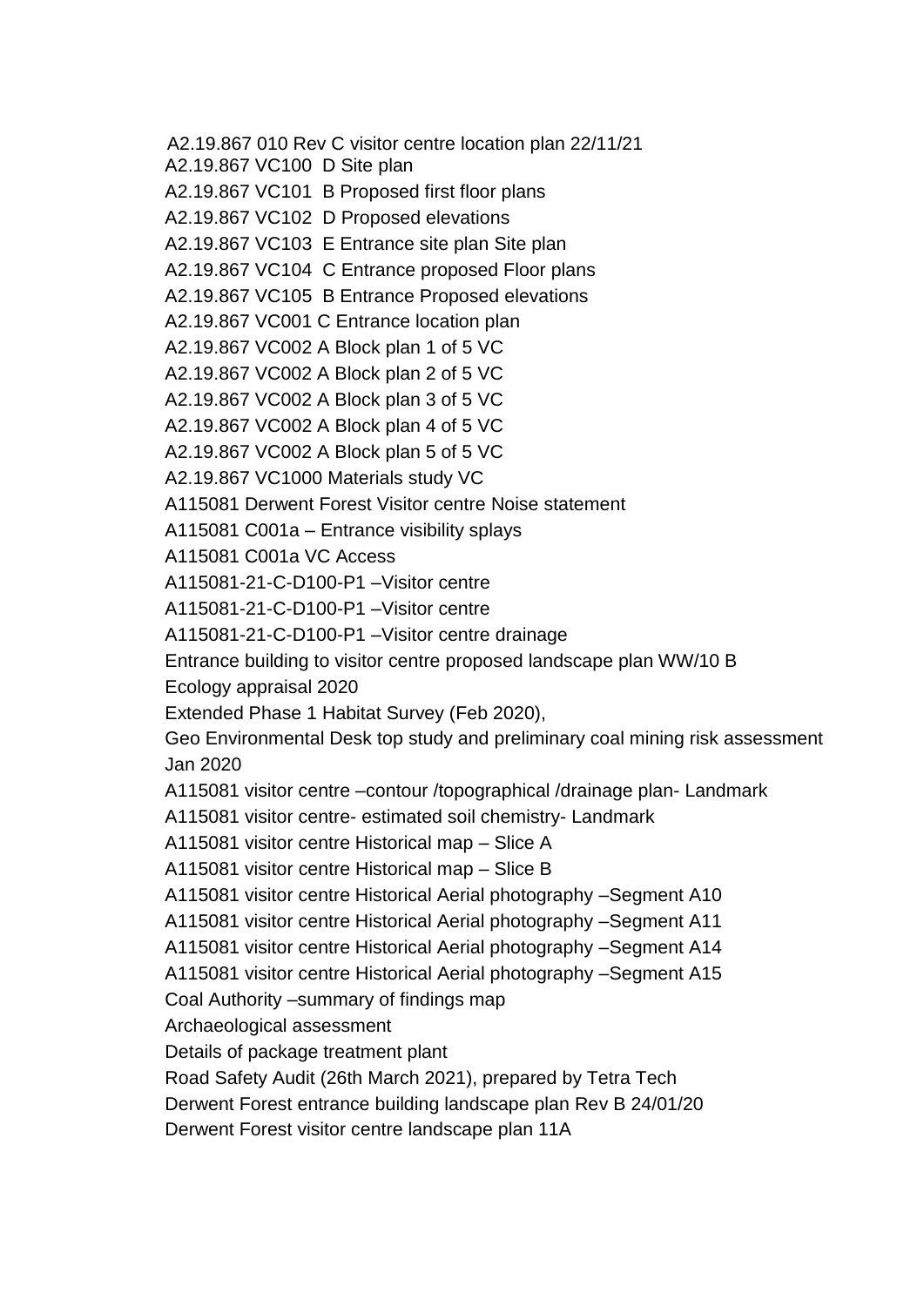A2.19.867 010 Rev C visitor centre location plan 22/11/21

A2.19.867 VC100 D Site plan

A2.19.867 VC101 B Proposed first floor plans

A2.19.867 VC102 D Proposed elevations

A2.19.867 VC103 E Entrance site plan Site plan

A2.19.867 VC104 C Entrance proposed Floor plans

A2.19.867 VC105 B Entrance Proposed elevations

A2.19.867 VC001 C Entrance location plan

A2.19.867 VC002 A Block plan 1 of 5 VC

A2.19.867 VC002 A Block plan 2 of 5 VC

A2.19.867 VC002 A Block plan 3 of 5 VC

A2.19.867 VC002 A Block plan 4 of 5 VC

A2.19.867 VC002 A Block plan 5 of 5 VC

A2.19.867 VC1000 Materials study VC

A115081 Derwent Forest Visitor centre Noise statement

A115081 C001a – Entrance visibility splays

A115081 C001a VC Access

A115081-21-C-D100-P1 –Visitor centre

A115081-21-C-D100-P1 –Visitor centre

A115081-21-C-D100-P1 –Visitor centre drainage

Entrance building to visitor centre proposed landscape plan WW/10 B

Ecology appraisal 2020

Extended Phase 1 Habitat Survey (Feb 2020),

Geo Environmental Desk top study and preliminary coal mining risk assessment Jan 2020

A115081 visitor centre –contour /topographical /drainage plan- Landmark

A115081 visitor centre- estimated soil chemistry- Landmark

A115081 visitor centre Historical map – Slice A

A115081 visitor centre Historical map – Slice B

A115081 visitor centre Historical Aerial photography –Segment A10

A115081 visitor centre Historical Aerial photography –Segment A11

A115081 visitor centre Historical Aerial photography –Segment A14

A115081 visitor centre Historical Aerial photography –Segment A15

Coal Authority –summary of findings map

Archaeological assessment

Details of package treatment plant

Road Safety Audit (26th March 2021), prepared by Tetra Tech

Derwent Forest entrance building landscape plan Rev B 24/01/20

Derwent Forest visitor centre landscape plan 11A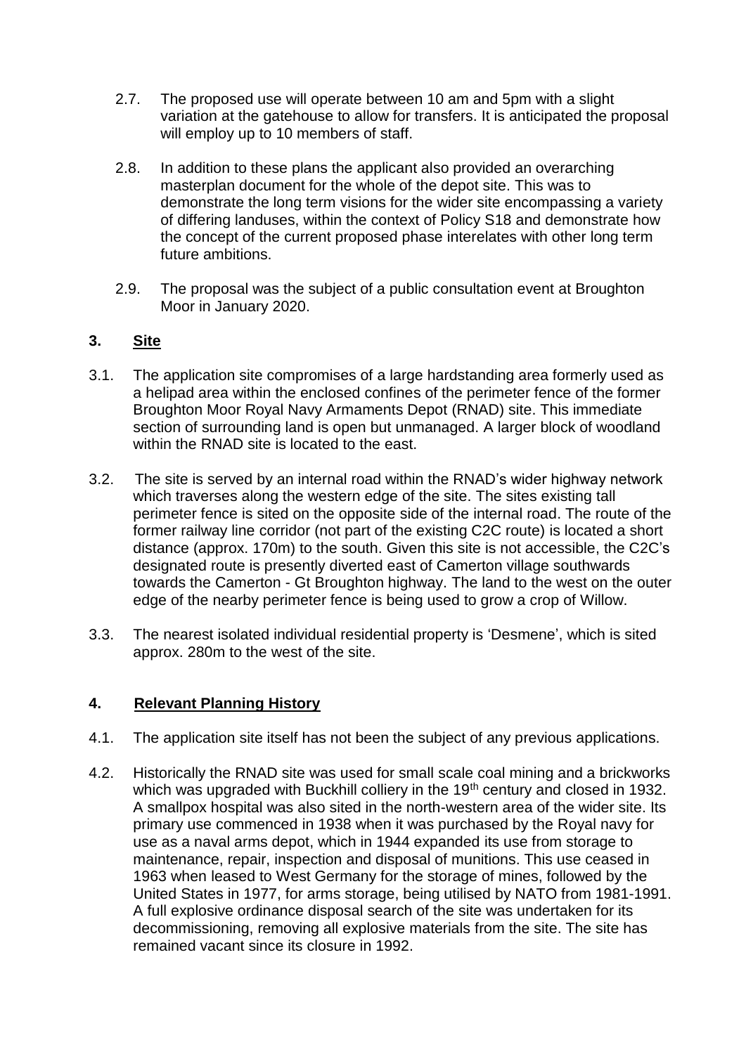2.7. The proposed use will operate between 10 am and 5pm with a slight variation at the gatehouse to allow for transfers. It is anticipated the proposal will employ up to 10 members of staff.

2.8. In addition to these plans the applicant also provided an overarching masterplan document for the whole of the depot site. This was to demonstrate the long term visions for the wider site encompassing a variety of differing landuses, within the context of Policy S18 and demonstrate how the concept of the current proposed phase interelates with other long term future ambitions.

2.9. The proposal was the subject of a public consultation event at Broughton Moor in January 2020.

## 3. <u>Site</u>

3.1. The application site compromises of a large hardstanding area formerly used as a helipad area within the enclosed confines of the perimeter fence of the former Broughton Moor Royal Navy Armaments Depot (RNAD) site. This immediate section of surrounding land is open but unmanaged. A larger block of woodland within the RNAD site is located to the east.

3.2. The site is served by an internal road within the RNAD's wider highway network which traverses along the western edge of the site. The sites existing tall perimeter fence is sited on the opposite side of the internal road. The route of the former railway line corridor (not part of the existing C2C route) is located a short distance (approx. 170m) to the south. Given this site is not accessible, the C2C's designated route is presently diverted east of Camerton village southwards towards the Camerton - Gt Broughton highway. The land to the west on the outer edge of the nearby perimeter fence is being used to grow a crop of Willow.

3.3. The nearest isolated individual residential property is 'Desmene', which is sited approx. 280m to the west of the site.

## 4. <u>Relevant Planning History</u>

4.1. The application site itself has not been the subject of any previous applications.

4.2. Historically the RNAD site was used for small scale coal mining and a brickworks which was upgraded with Buckhill colliery in the 19th century and closed in 1932. A smallpox hospital was also sited in the north-western area of the wider site. Its primary use commenced in 1938 when it was purchased by the Royal navy for use as a naval arms depot, which in 1944 expanded its use from storage to maintenance, repair, inspection and disposal of munitions. This use ceased in 1963 when leased to West Germany for the storage of mines, followed by the United States in 1977, for arms storage, being utilised by NATO from 1981-1991. A full explosive ordinance disposal search of the site was undertaken for its decommissioning, removing all explosive materials from the site. The site has remained vacant since its closure in 1992.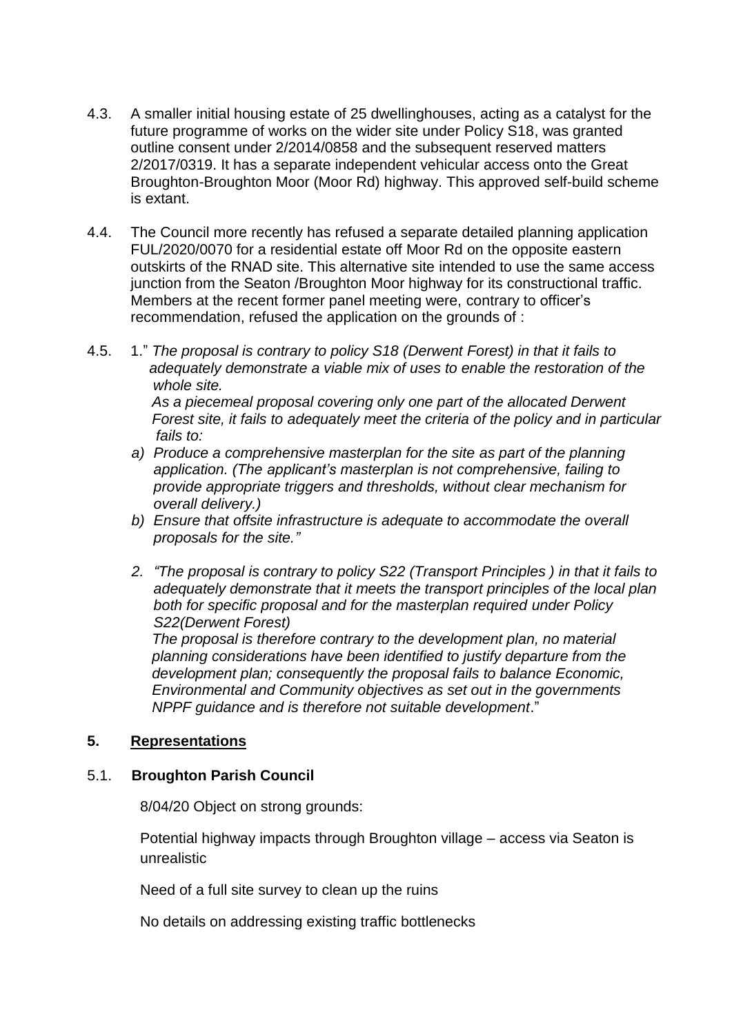4.3. A smaller initial housing estate of 25 dwellinghouses, acting as a catalyst for the future programme of works on the wider site under Policy S18, was granted outline consent under 2/2014/0858 and the subsequent reserved matters 2/2017/0319. It has a separate independent vehicular access onto the Great Broughton-Broughton Moor (Moor Rd) highway. This approved self-build scheme is extant.

4.4. The Council more recently has refused a separate detailed planning application FUL/2020/0070 for a residential estate off Moor Rd on the opposite eastern outskirts of the RNAD site. This alternative site intended to use the same access junction from the Seaton /Broughton Moor highway for its constructional traffic. Members at the recent former panel meeting were, contrary to officer's recommendation, refused the application on the grounds of :

4.5. 1." *The proposal is contrary to policy S18 (Derwent Forest) in that it fails to adequately demonstrate a viable mix of uses to enable the restoration of the whole site.*

*As a piecemeal proposal covering only one part of the allocated Derwent Forest site, it fails to adequately meet the criteria of the policy and in particular fails to:*

*a) Produce a comprehensive masterplan for the site as part of the planning application. (The applicant's masterplan is not comprehensive, failing to provide appropriate triggers and thresholds, without clear mechanism for overall delivery.)*

*b) Ensure that offsite infrastructure is adequate to accommodate the overall proposals for the site."*

*2. "The proposal is contrary to policy S22 (Transport Principles ) in that it fails to adequately demonstrate that it meets the transport principles of the local plan both for specific proposal and for the masterplan required under Policy S22(Derwent Forest)*

*The proposal is therefore contrary to the development plan, no material planning considerations have been identified to justify departure from the development plan; consequently the proposal fails to balance Economic, Environmental and Community objectives as set out in the governments NPPF guidance and is therefore not suitable development*."

## 5. Representations

### 5.1. Broughton Parish Council

8/04/20 Object on strong grounds:

Potential highway impacts through Broughton village – access via Seaton is unrealistic

Need of a full site survey to clean up the ruins

No details on addressing existing traffic bottlenecks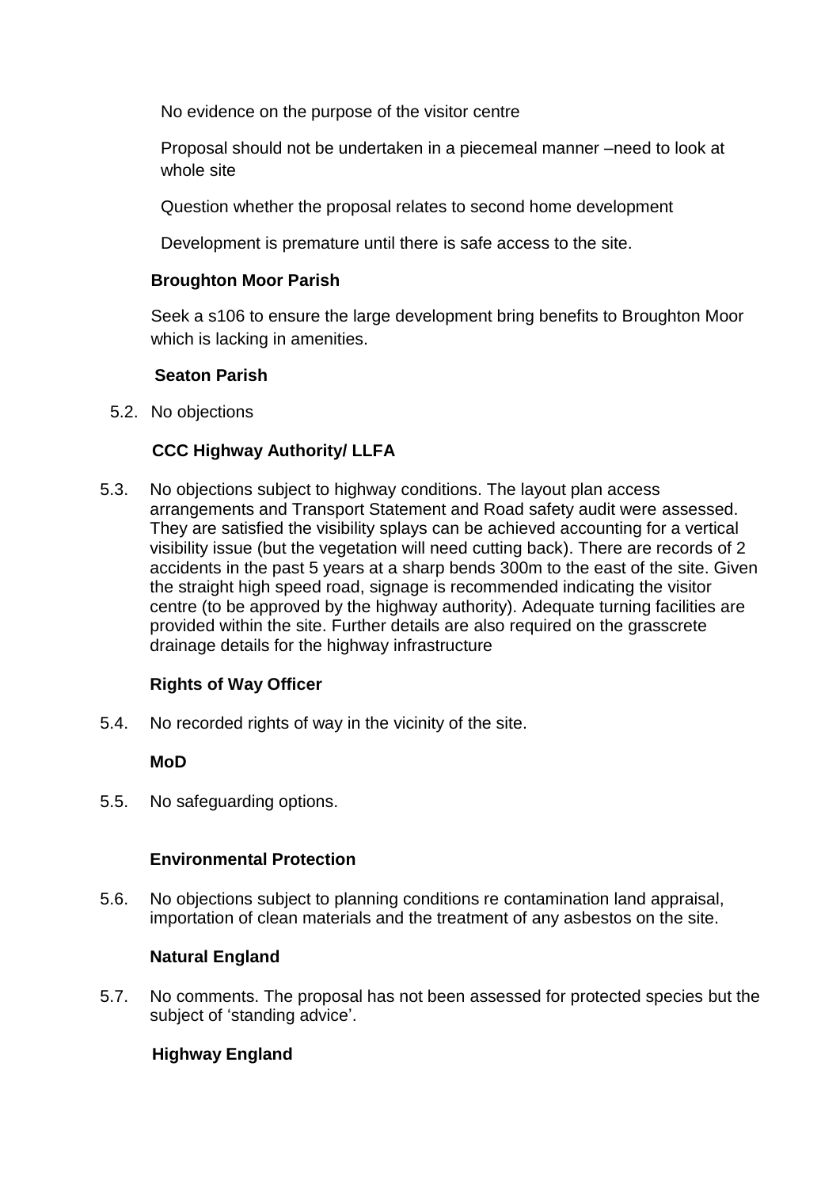No evidence on the purpose of the visitor centre

Proposal should not be undertaken in a piecemeal manner –need to look at whole site

Question whether the proposal relates to second home development

Development is premature until there is safe access to the site.

**Broughton Moor Parish**

Seek a s106 to ensure the large development bring benefits to Broughton Moor which is lacking in amenities.

**Seaton Parish**

5.2. No objections

**CCC Highway Authority/ LLFA**

5.3. No objections subject to highway conditions. The layout plan access arrangements and Transport Statement and Road safety audit were assessed. They are satisfied the visibility splays can be achieved accounting for a vertical visibility issue (but the vegetation will need cutting back). There are records of 2 accidents in the past 5 years at a sharp bends 300m to the east of the site. Given the straight high speed road, signage is recommended indicating the visitor centre (to be approved by the highway authority). Adequate turning facilities are provided within the site. Further details are also required on the grasscrete drainage details for the highway infrastructure

**Rights of Way Officer**

5.4. No recorded rights of way in the vicinity of the site.

**MoD**

5.5. No safeguarding options.

**Environmental Protection**

5.6. No objections subject to planning conditions re contamination land appraisal, importation of clean materials and the treatment of any asbestos on the site.

**Natural England**

5.7. No comments. The proposal has not been assessed for protected species but the subject of 'standing advice'.

**Highway England**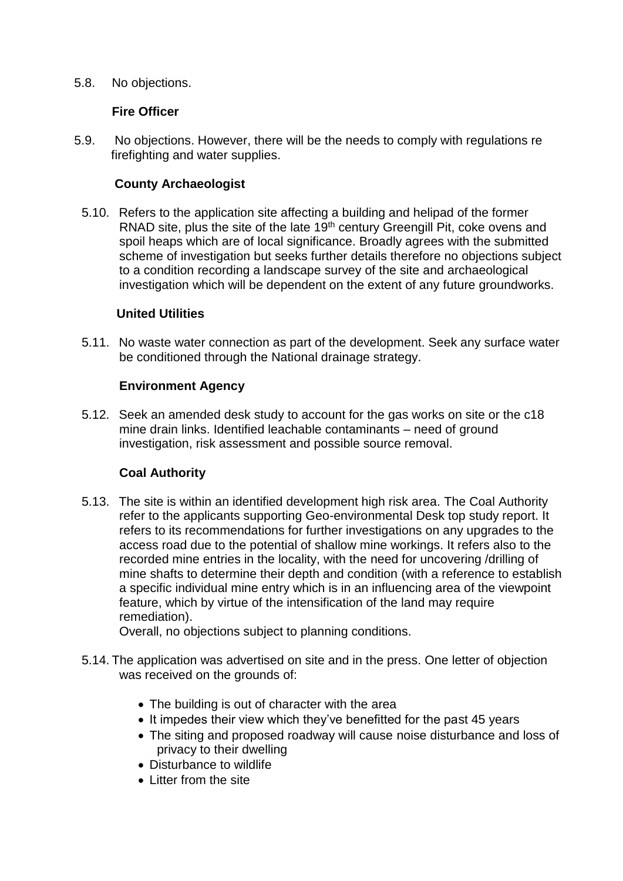5.8. No objections.

**Fire Officer**

5.9. No objections. However, there will be the needs to comply with regulations re firefighting and water supplies.

**County Archaeologist**

5.10. Refers to the application site affecting a building and helipad of the former RNAD site, plus the site of the late 19th century Greengill Pit, coke ovens and spoil heaps which are of local significance. Broadly agrees with the submitted scheme of investigation but seeks further details therefore no objections subject to a condition recording a landscape survey of the site and archaeological investigation which will be dependent on the extent of any future groundworks.

**United Utilities**

5.11. No waste water connection as part of the development. Seek any surface water be conditioned through the National drainage strategy.

**Environment Agency**

5.12. Seek an amended desk study to account for the gas works on site or the c18 mine drain links. Identified leachable contaminants – need of ground investigation, risk assessment and possible source removal.

**Coal Authority**

5.13. The site is within an identified development high risk area. The Coal Authority refer to the applicants supporting Geo-environmental Desk top study report. It refers to its recommendations for further investigations on any upgrades to the access road due to the potential of shallow mine workings. It refers also to the recorded mine entries in the locality, with the need for uncovering /drilling of mine shafts to determine their depth and condition (with a reference to establish a specific individual mine entry which is in an influencing area of the viewpoint feature, which by virtue of the intensification of the land may require remediation).
Overall, no objections subject to planning conditions.

5.14. The application was advertised on site and in the press. One letter of objection was received on the grounds of:

- The building is out of character with the area
- It impedes their view which they've benefitted for the past 45 years
- The siting and proposed roadway will cause noise disturbance and loss of privacy to their dwelling
- Disturbance to wildlife
- Litter from the site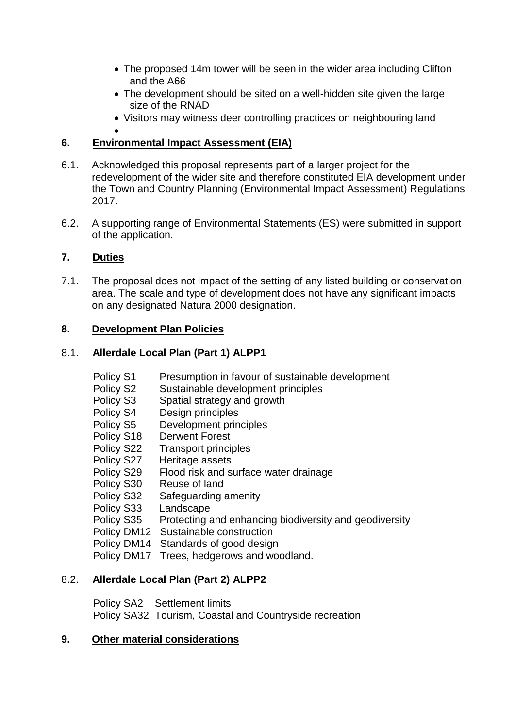- The proposed 14m tower will be seen in the wider area including Clifton and the A66
- The development should be sited on a well-hidden site given the large size of the RNAD
- Visitors may witness deer controlling practices on neighbouring land
- 

## 6. Environmental Impact Assessment (EIA)

6.1. Acknowledged this proposal represents part of a larger project for the redevelopment of the wider site and therefore constituted EIA development under the Town and Country Planning (Environmental Impact Assessment) Regulations 2017.

6.2. A supporting range of Environmental Statements (ES) were submitted in support of the application.

## 7. Duties

7.1. The proposal does not impact of the setting of any listed building or conservation area. The scale and type of development does not have any significant impacts on any designated Natura 2000 designation.

## 8. Development Plan Policies

### 8.1. Allerdale Local Plan (Part 1) ALPP1

Policy S1 Presumption in favour of sustainable development
Policy S2 Sustainable development principles
Policy S3 Spatial strategy and growth
Policy S4 Design principles
Policy S5 Development principles
Policy S18 Derwent Forest
Policy S22 Transport principles
Policy S27 Heritage assets
Policy S29 Flood risk and surface water drainage
Policy S30 Reuse of land
Policy S32 Safeguarding amenity
Policy S33 Landscape
Policy S35 Protecting and enhancing biodiversity and geodiversity
Policy DM12 Sustainable construction
Policy DM14 Standards of good design
Policy DM17 Trees, hedgerows and woodland.

### 8.2. Allerdale Local Plan (Part 2) ALPP2

Policy SA2 Settlement limits
Policy SA32 Tourism, Coastal and Countryside recreation

## 9. Other material considerations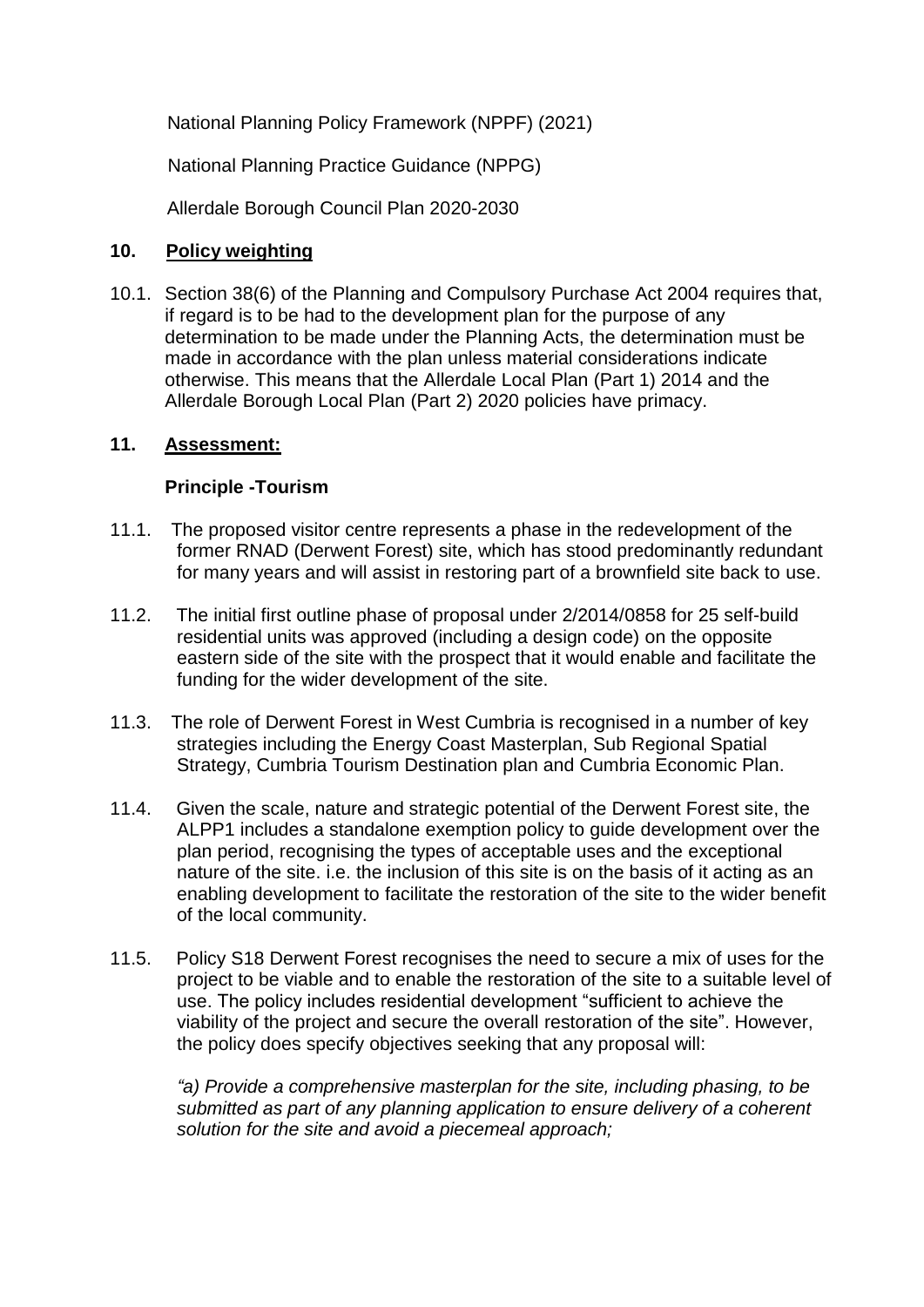National Planning Policy Framework (NPPF) (2021)

National Planning Practice Guidance (NPPG)

Allerdale Borough Council Plan 2020-2030

## 10. Policy weighting

10.1. Section 38(6) of the Planning and Compulsory Purchase Act 2004 requires that, if regard is to be had to the development plan for the purpose of any determination to be made under the Planning Acts, the determination must be made in accordance with the plan unless material considerations indicate otherwise. This means that the Allerdale Local Plan (Part 1) 2014 and the Allerdale Borough Local Plan (Part 2) 2020 policies have primacy.

## 11. Assessment:

### Principle -Tourism

11.1. The proposed visitor centre represents a phase in the redevelopment of the former RNAD (Derwent Forest) site, which has stood predominantly redundant for many years and will assist in restoring part of a brownfield site back to use.

11.2. The initial first outline phase of proposal under 2/2014/0858 for 25 self-build residential units was approved (including a design code) on the opposite eastern side of the site with the prospect that it would enable and facilitate the funding for the wider development of the site.

11.3. The role of Derwent Forest in West Cumbria is recognised in a number of key strategies including the Energy Coast Masterplan, Sub Regional Spatial Strategy, Cumbria Tourism Destination plan and Cumbria Economic Plan.

11.4. Given the scale, nature and strategic potential of the Derwent Forest site, the ALPP1 includes a standalone exemption policy to guide development over the plan period, recognising the types of acceptable uses and the exceptional nature of the site. i.e. the inclusion of this site is on the basis of it acting as an enabling development to facilitate the restoration of the site to the wider benefit of the local community.

11.5. Policy S18 Derwent Forest recognises the need to secure a mix of uses for the project to be viable and to enable the restoration of the site to a suitable level of use. The policy includes residential development "sufficient to achieve the viability of the project and secure the overall restoration of the site". However, the policy does specify objectives seeking that any proposal will:

*"a) Provide a comprehensive masterplan for the site, including phasing, to be submitted as part of any planning application to ensure delivery of a coherent solution for the site and avoid a piecemeal approach;*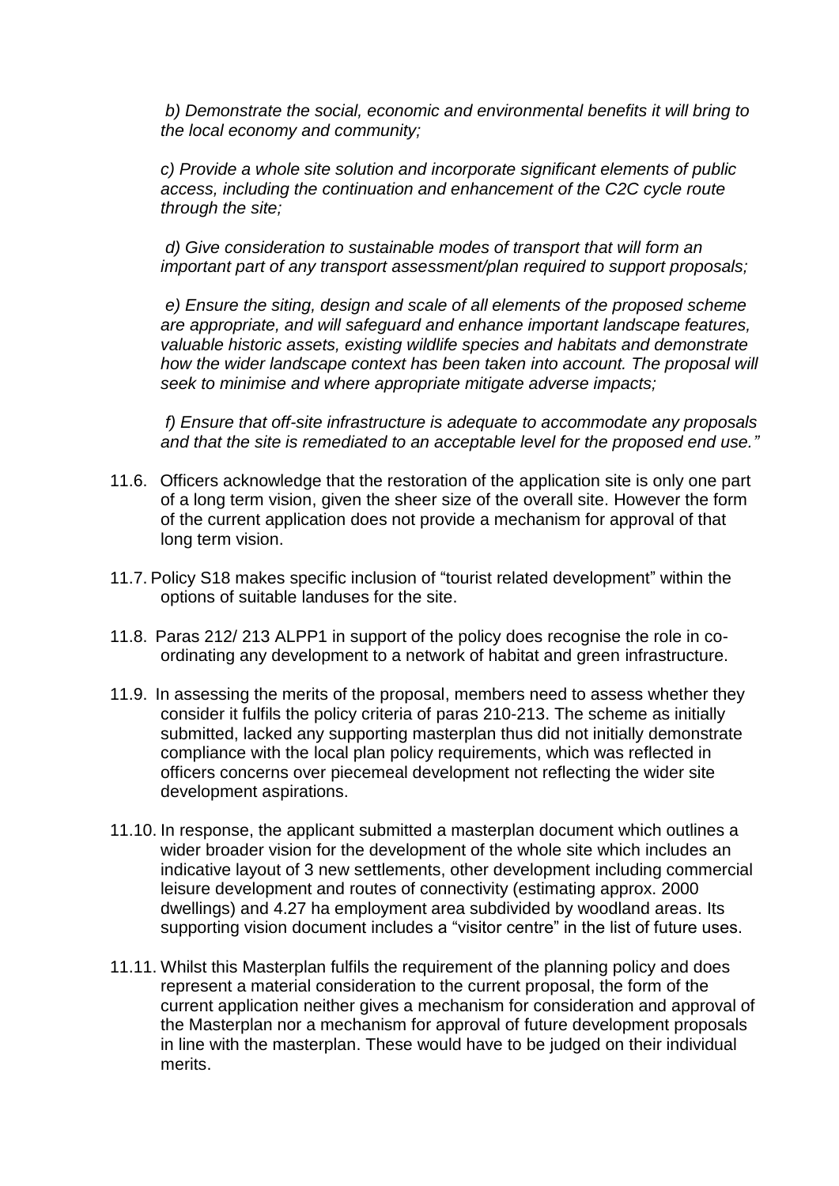*b) Demonstrate the social, economic and environmental benefits it will bring to the local economy and community;*

*c) Provide a whole site solution and incorporate significant elements of public access, including the continuation and enhancement of the C2C cycle route through the site;*

*d) Give consideration to sustainable modes of transport that will form an important part of any transport assessment/plan required to support proposals;*

*e) Ensure the siting, design and scale of all elements of the proposed scheme are appropriate, and will safeguard and enhance important landscape features, valuable historic assets, existing wildlife species and habitats and demonstrate how the wider landscape context has been taken into account. The proposal will seek to minimise and where appropriate mitigate adverse impacts;*

*f) Ensure that off-site infrastructure is adequate to accommodate any proposals and that the site is remediated to an acceptable level for the proposed end use."*

11.6. Officers acknowledge that the restoration of the application site is only one part of a long term vision, given the sheer size of the overall site. However the form of the current application does not provide a mechanism for approval of that long term vision.

11.7. Policy S18 makes specific inclusion of "tourist related development" within the options of suitable landuses for the site.

11.8. Paras 212/ 213 ALPP1 in support of the policy does recognise the role in co-ordinating any development to a network of habitat and green infrastructure.

11.9. In assessing the merits of the proposal, members need to assess whether they consider it fulfils the policy criteria of paras 210-213. The scheme as initially submitted, lacked any supporting masterplan thus did not initially demonstrate compliance with the local plan policy requirements, which was reflected in officers concerns over piecemeal development not reflecting the wider site development aspirations.

11.10. In response, the applicant submitted a masterplan document which outlines a wider broader vision for the development of the whole site which includes an indicative layout of 3 new settlements, other development including commercial leisure development and routes of connectivity (estimating approx. 2000 dwellings) and 4.27 ha employment area subdivided by woodland areas. Its supporting vision document includes a "visitor centre" in the list of future uses.

11.11. Whilst this Masterplan fulfils the requirement of the planning policy and does represent a material consideration to the current proposal, the form of the current application neither gives a mechanism for consideration and approval of the Masterplan nor a mechanism for approval of future development proposals in line with the masterplan. These would have to be judged on their individual merits.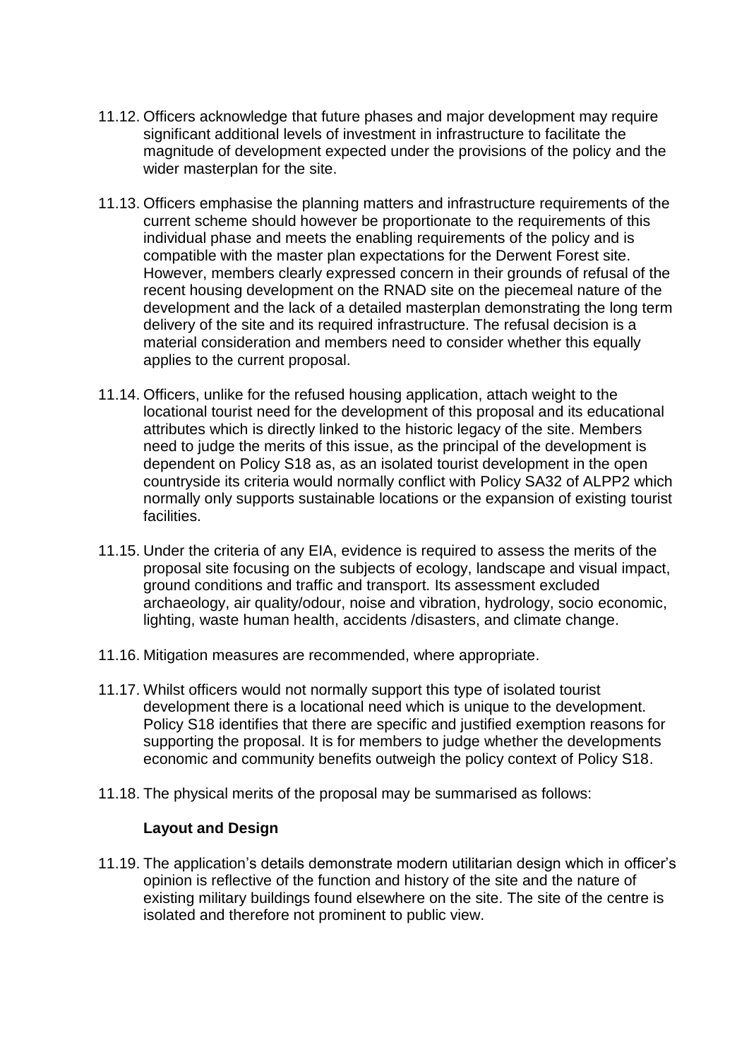11.12. Officers acknowledge that future phases and major development may require significant additional levels of investment in infrastructure to facilitate the magnitude of development expected under the provisions of the policy and the wider masterplan for the site.

11.13. Officers emphasise the planning matters and infrastructure requirements of the current scheme should however be proportionate to the requirements of this individual phase and meets the enabling requirements of the policy and is compatible with the master plan expectations for the Derwent Forest site. However, members clearly expressed concern in their grounds of refusal of the recent housing development on the RNAD site on the piecemeal nature of the development and the lack of a detailed masterplan demonstrating the long term delivery of the site and its required infrastructure. The refusal decision is a material consideration and members need to consider whether this equally applies to the current proposal.

11.14. Officers, unlike for the refused housing application, attach weight to the locational tourist need for the development of this proposal and its educational attributes which is directly linked to the historic legacy of the site. Members need to judge the merits of this issue, as the principal of the development is dependent on Policy S18 as, as an isolated tourist development in the open countryside its criteria would normally conflict with Policy SA32 of ALPP2 which normally only supports sustainable locations or the expansion of existing tourist facilities.

11.15. Under the criteria of any EIA, evidence is required to assess the merits of the proposal site focusing on the subjects of ecology, landscape and visual impact, ground conditions and traffic and transport. Its assessment excluded archaeology, air quality/odour, noise and vibration, hydrology, socio economic, lighting, waste human health, accidents /disasters, and climate change.

11.16. Mitigation measures are recommended, where appropriate.

11.17. Whilst officers would not normally support this type of isolated tourist development there is a locational need which is unique to the development. Policy S18 identifies that there are specific and justified exemption reasons for supporting the proposal. It is for members to judge whether the developments economic and community benefits outweigh the policy context of Policy S18.

11.18. The physical merits of the proposal may be summarised as follows:

**Layout and Design**

11.19. The application's details demonstrate modern utilitarian design which in officer's opinion is reflective of the function and history of the site and the nature of existing military buildings found elsewhere on the site. The site of the centre is isolated and therefore not prominent to public view.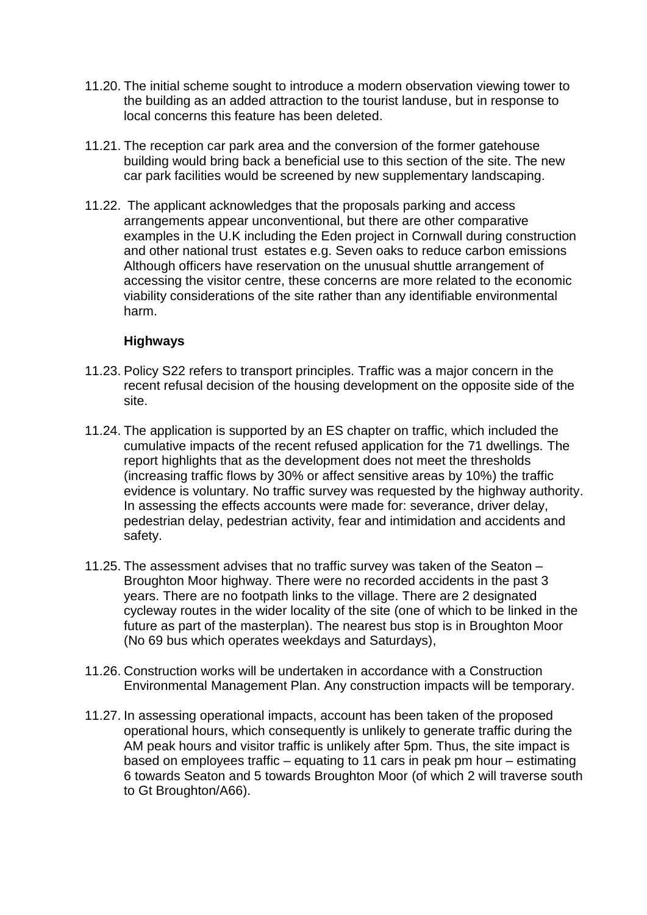11.20. The initial scheme sought to introduce a modern observation viewing tower to the building as an added attraction to the tourist landuse, but in response to local concerns this feature has been deleted.

11.21. The reception car park area and the conversion of the former gatehouse building would bring back a beneficial use to this section of the site. The new car park facilities would be screened by new supplementary landscaping.

11.22. The applicant acknowledges that the proposals parking and access arrangements appear unconventional, but there are other comparative examples in the U.K including the Eden project in Cornwall during construction and other national trust estates e.g. Seven oaks to reduce carbon emissions Although officers have reservation on the unusual shuttle arrangement of accessing the visitor centre, these concerns are more related to the economic viability considerations of the site rather than any identifiable environmental harm.

**Highways**

11.23. Policy S22 refers to transport principles. Traffic was a major concern in the recent refusal decision of the housing development on the opposite side of the site.

11.24. The application is supported by an ES chapter on traffic, which included the cumulative impacts of the recent refused application for the 71 dwellings. The report highlights that as the development does not meet the thresholds (increasing traffic flows by 30% or affect sensitive areas by 10%) the traffic evidence is voluntary. No traffic survey was requested by the highway authority. In assessing the effects accounts were made for: severance, driver delay, pedestrian delay, pedestrian activity, fear and intimidation and accidents and safety.

11.25. The assessment advises that no traffic survey was taken of the Seaton – Broughton Moor highway. There were no recorded accidents in the past 3 years. There are no footpath links to the village. There are 2 designated cycleway routes in the wider locality of the site (one of which to be linked in the future as part of the masterplan). The nearest bus stop is in Broughton Moor (No 69 bus which operates weekdays and Saturdays),

11.26. Construction works will be undertaken in accordance with a Construction Environmental Management Plan. Any construction impacts will be temporary.

11.27. In assessing operational impacts, account has been taken of the proposed operational hours, which consequently is unlikely to generate traffic during the AM peak hours and visitor traffic is unlikely after 5pm. Thus, the site impact is based on employees traffic – equating to 11 cars in peak pm hour – estimating 6 towards Seaton and 5 towards Broughton Moor (of which 2 will traverse south to Gt Broughton/A66).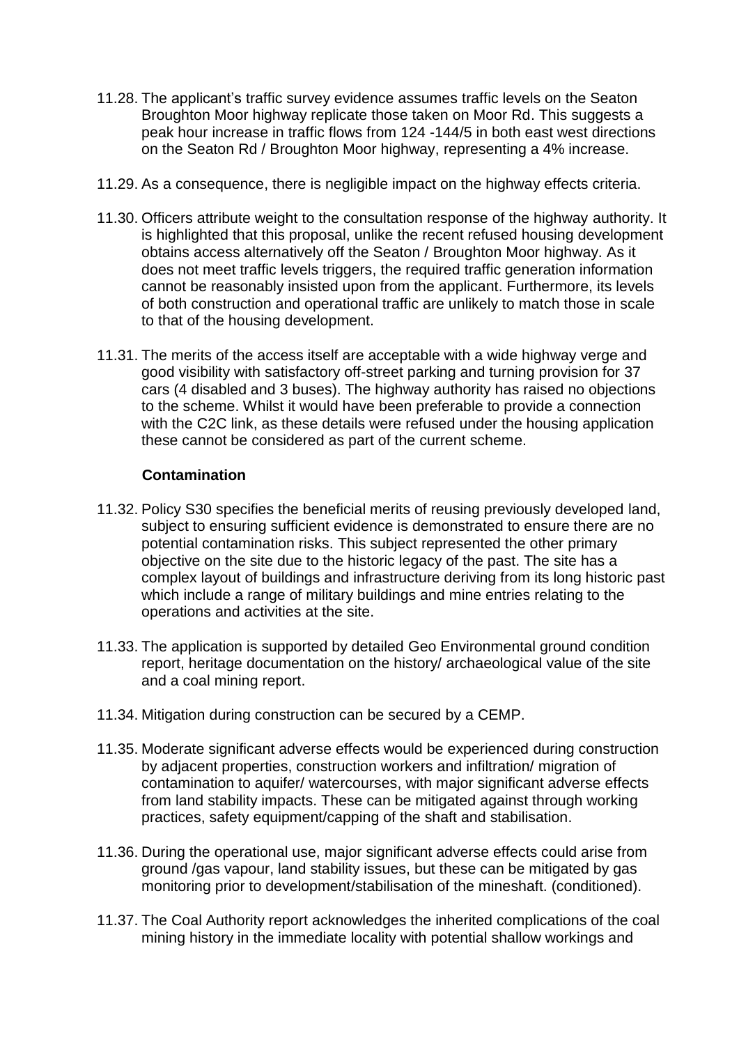11.28. The applicant's traffic survey evidence assumes traffic levels on the Seaton Broughton Moor highway replicate those taken on Moor Rd. This suggests a peak hour increase in traffic flows from 124 -144/5 in both east west directions on the Seaton Rd / Broughton Moor highway, representing a 4% increase.

11.29. As a consequence, there is negligible impact on the highway effects criteria.

11.30. Officers attribute weight to the consultation response of the highway authority. It is highlighted that this proposal, unlike the recent refused housing development obtains access alternatively off the Seaton / Broughton Moor highway. As it does not meet traffic levels triggers, the required traffic generation information cannot be reasonably insisted upon from the applicant. Furthermore, its levels of both construction and operational traffic are unlikely to match those in scale to that of the housing development.

11.31. The merits of the access itself are acceptable with a wide highway verge and good visibility with satisfactory off-street parking and turning provision for 37 cars (4 disabled and 3 buses). The highway authority has raised no objections to the scheme. Whilst it would have been preferable to provide a connection with the C2C link, as these details were refused under the housing application these cannot be considered as part of the current scheme.

### Contamination

11.32. Policy S30 specifies the beneficial merits of reusing previously developed land, subject to ensuring sufficient evidence is demonstrated to ensure there are no potential contamination risks. This subject represented the other primary objective on the site due to the historic legacy of the past. The site has a complex layout of buildings and infrastructure deriving from its long historic past which include a range of military buildings and mine entries relating to the operations and activities at the site.

11.33. The application is supported by detailed Geo Environmental ground condition report, heritage documentation on the history/ archaeological value of the site and a coal mining report.

11.34. Mitigation during construction can be secured by a CEMP.

11.35. Moderate significant adverse effects would be experienced during construction by adjacent properties, construction workers and infiltration/ migration of contamination to aquifer/ watercourses, with major significant adverse effects from land stability impacts. These can be mitigated against through working practices, safety equipment/capping of the shaft and stabilisation.

11.36. During the operational use, major significant adverse effects could arise from ground /gas vapour, land stability issues, but these can be mitigated by gas monitoring prior to development/stabilisation of the mineshaft. (conditioned).

11.37. The Coal Authority report acknowledges the inherited complications of the coal mining history in the immediate locality with potential shallow workings and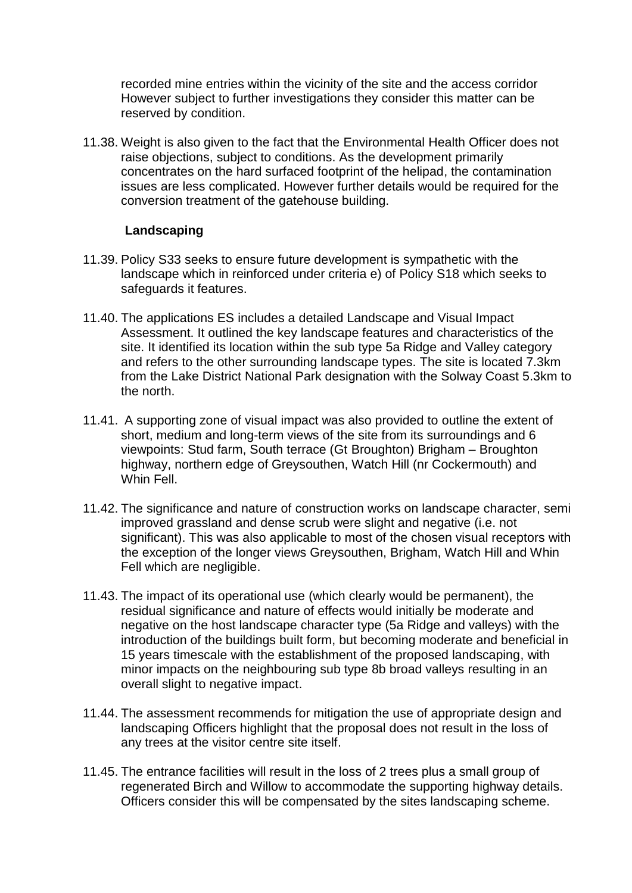recorded mine entries within the vicinity of the site and the access corridor However subject to further investigations they consider this matter can be reserved by condition.

11.38. Weight is also given to the fact that the Environmental Health Officer does not raise objections, subject to conditions. As the development primarily concentrates on the hard surfaced footprint of the helipad, the contamination issues are less complicated. However further details would be required for the conversion treatment of the gatehouse building.

**Landscaping**

11.39. Policy S33 seeks to ensure future development is sympathetic with the landscape which in reinforced under criteria e) of Policy S18 which seeks to safeguards it features.

11.40. The applications ES includes a detailed Landscape and Visual Impact Assessment. It outlined the key landscape features and characteristics of the site. It identified its location within the sub type 5a Ridge and Valley category and refers to the other surrounding landscape types. The site is located 7.3km from the Lake District National Park designation with the Solway Coast 5.3km to the north.

11.41. A supporting zone of visual impact was also provided to outline the extent of short, medium and long-term views of the site from its surroundings and 6 viewpoints: Stud farm, South terrace (Gt Broughton) Brigham – Broughton highway, northern edge of Greysouthen, Watch Hill (nr Cockermouth) and Whin Fell.

11.42. The significance and nature of construction works on landscape character, semi improved grassland and dense scrub were slight and negative (i.e. not significant). This was also applicable to most of the chosen visual receptors with the exception of the longer views Greysouthen, Brigham, Watch Hill and Whin Fell which are negligible.

11.43. The impact of its operational use (which clearly would be permanent), the residual significance and nature of effects would initially be moderate and negative on the host landscape character type (5a Ridge and valleys) with the introduction of the buildings built form, but becoming moderate and beneficial in 15 years timescale with the establishment of the proposed landscaping, with minor impacts on the neighbouring sub type 8b broad valleys resulting in an overall slight to negative impact.

11.44. The assessment recommends for mitigation the use of appropriate design and landscaping Officers highlight that the proposal does not result in the loss of any trees at the visitor centre site itself.

11.45. The entrance facilities will result in the loss of 2 trees plus a small group of regenerated Birch and Willow to accommodate the supporting highway details. Officers consider this will be compensated by the sites landscaping scheme.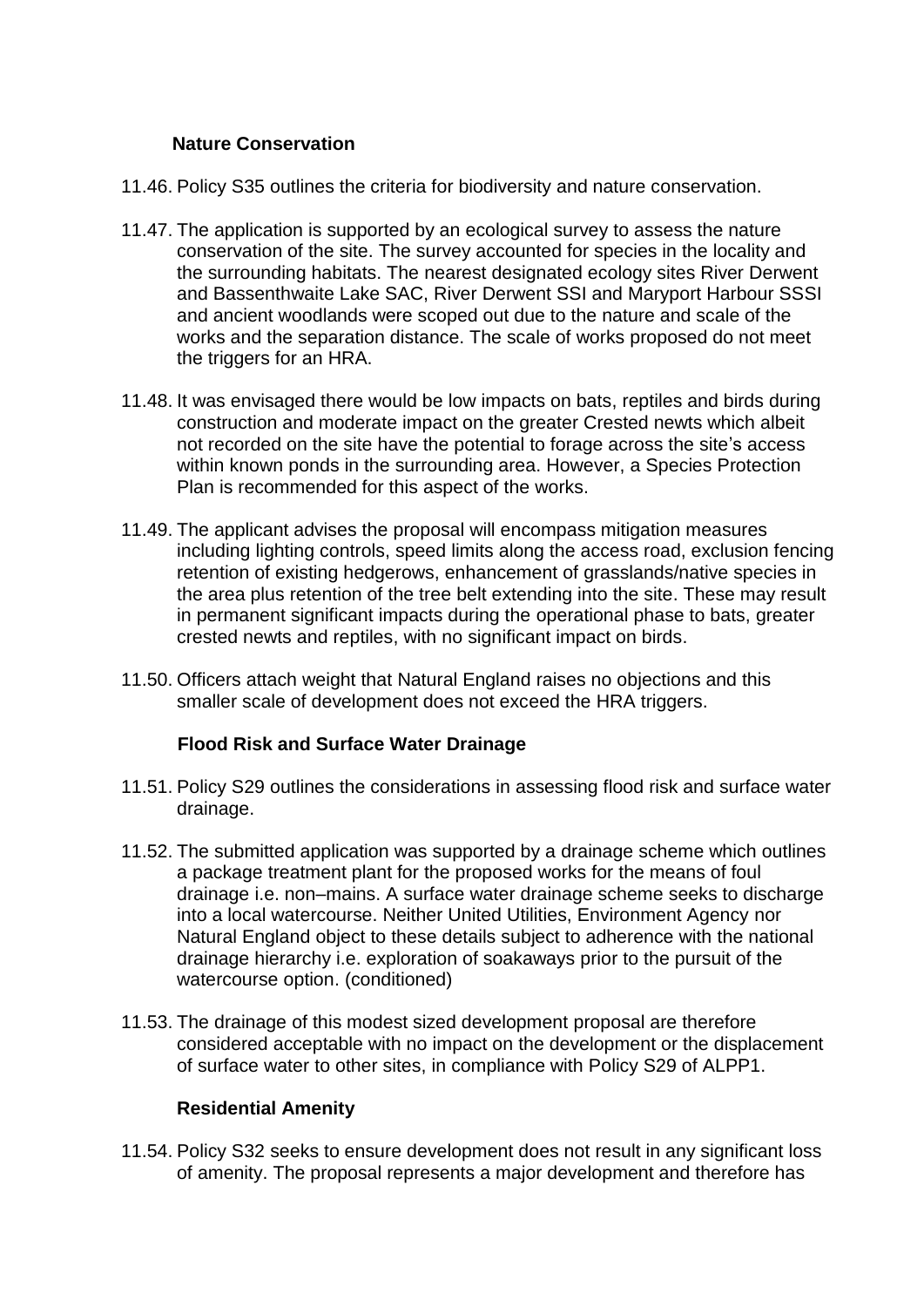### Nature Conservation

11.46. Policy S35 outlines the criteria for biodiversity and nature conservation.

11.47. The application is supported by an ecological survey to assess the nature conservation of the site. The survey accounted for species in the locality and the surrounding habitats. The nearest designated ecology sites River Derwent and Bassenthwaite Lake SAC, River Derwent SSI and Maryport Harbour SSSI and ancient woodlands were scoped out due to the nature and scale of the works and the separation distance. The scale of works proposed do not meet the triggers for an HRA.

11.48. It was envisaged there would be low impacts on bats, reptiles and birds during construction and moderate impact on the greater Crested newts which albeit not recorded on the site have the potential to forage across the site's access within known ponds in the surrounding area. However, a Species Protection Plan is recommended for this aspect of the works.

11.49. The applicant advises the proposal will encompass mitigation measures including lighting controls, speed limits along the access road, exclusion fencing retention of existing hedgerows, enhancement of grasslands/native species in the area plus retention of the tree belt extending into the site. These may result in permanent significant impacts during the operational phase to bats, greater crested newts and reptiles, with no significant impact on birds.

11.50. Officers attach weight that Natural England raises no objections and this smaller scale of development does not exceed the HRA triggers.

### Flood Risk and Surface Water Drainage

11.51. Policy S29 outlines the considerations in assessing flood risk and surface water drainage.

11.52. The submitted application was supported by a drainage scheme which outlines a package treatment plant for the proposed works for the means of foul drainage i.e. non–mains. A surface water drainage scheme seeks to discharge into a local watercourse. Neither United Utilities, Environment Agency nor Natural England object to these details subject to adherence with the national drainage hierarchy i.e. exploration of soakaways prior to the pursuit of the watercourse option. (conditioned)

11.53. The drainage of this modest sized development proposal are therefore considered acceptable with no impact on the development or the displacement of surface water to other sites, in compliance with Policy S29 of ALPP1.

### Residential Amenity

11.54. Policy S32 seeks to ensure development does not result in any significant loss of amenity. The proposal represents a major development and therefore has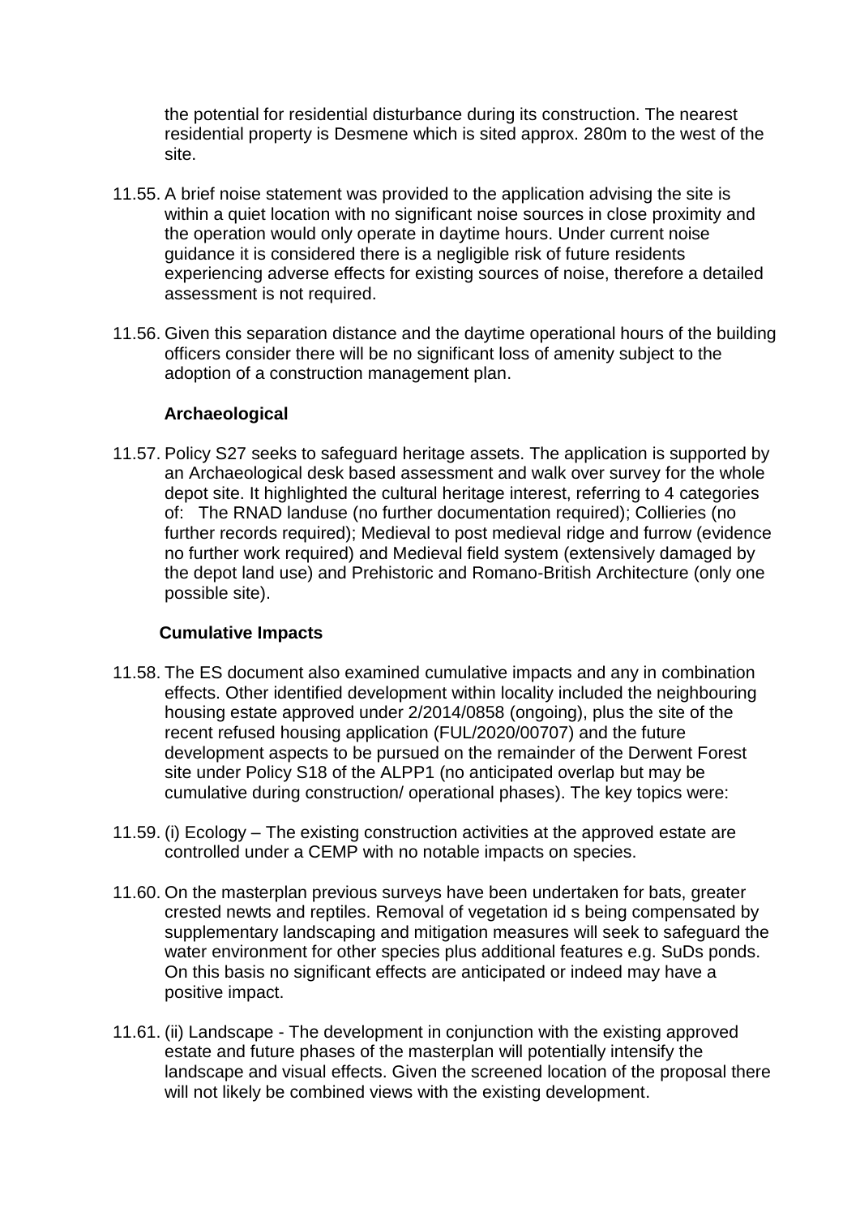the potential for residential disturbance during its construction. The nearest residential property is Desmene which is sited approx. 280m to the west of the site.

11.55. A brief noise statement was provided to the application advising the site is within a quiet location with no significant noise sources in close proximity and the operation would only operate in daytime hours. Under current noise guidance it is considered there is a negligible risk of future residents experiencing adverse effects for existing sources of noise, therefore a detailed assessment is not required.

11.56. Given this separation distance and the daytime operational hours of the building officers consider there will be no significant loss of amenity subject to the adoption of a construction management plan.

**Archaeological**

11.57. Policy S27 seeks to safeguard heritage assets. The application is supported by an Archaeological desk based assessment and walk over survey for the whole depot site. It highlighted the cultural heritage interest, referring to 4 categories of: The RNAD landuse (no further documentation required); Collieries (no further records required); Medieval to post medieval ridge and furrow (evidence no further work required) and Medieval field system (extensively damaged by the depot land use) and Prehistoric and Romano-British Architecture (only one possible site).

**Cumulative Impacts**

11.58. The ES document also examined cumulative impacts and any in combination effects. Other identified development within locality included the neighbouring housing estate approved under 2/2014/0858 (ongoing), plus the site of the recent refused housing application (FUL/2020/00707) and the future development aspects to be pursued on the remainder of the Derwent Forest site under Policy S18 of the ALPP1 (no anticipated overlap but may be cumulative during construction/ operational phases). The key topics were:

11.59. (i) Ecology – The existing construction activities at the approved estate are controlled under a CEMP with no notable impacts on species.

11.60. On the masterplan previous surveys have been undertaken for bats, greater crested newts and reptiles. Removal of vegetation id s being compensated by supplementary landscaping and mitigation measures will seek to safeguard the water environment for other species plus additional features e.g. SuDs ponds. On this basis no significant effects are anticipated or indeed may have a positive impact.

11.61. (ii) Landscape - The development in conjunction with the existing approved estate and future phases of the masterplan will potentially intensify the landscape and visual effects. Given the screened location of the proposal there will not likely be combined views with the existing development.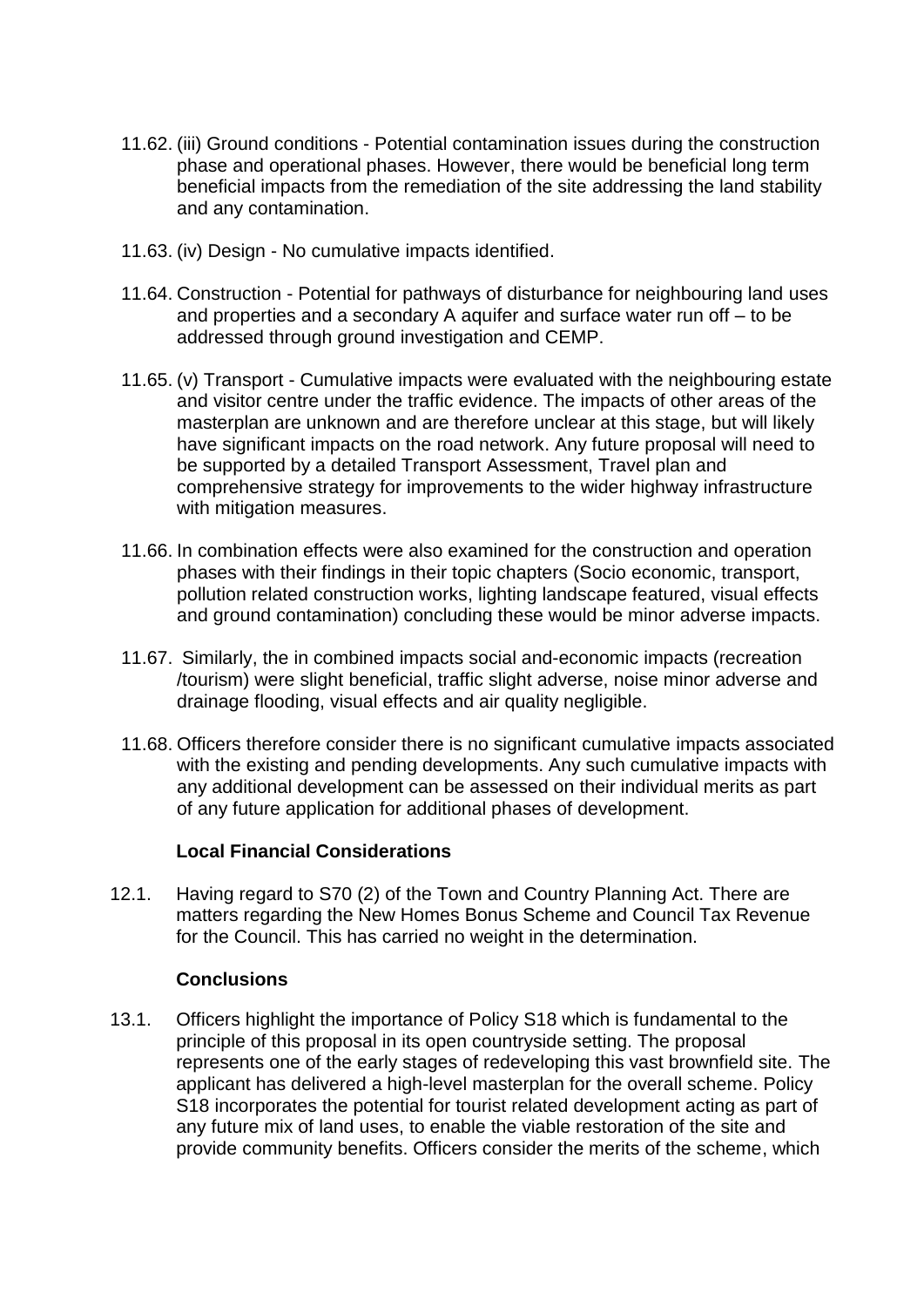11.62. (iii) Ground conditions - Potential contamination issues during the construction phase and operational phases. However, there would be beneficial long term beneficial impacts from the remediation of the site addressing the land stability and any contamination.

11.63. (iv) Design - No cumulative impacts identified.

11.64. Construction - Potential for pathways of disturbance for neighbouring land uses and properties and a secondary A aquifer and surface water run off – to be addressed through ground investigation and CEMP.

11.65. (v) Transport - Cumulative impacts were evaluated with the neighbouring estate and visitor centre under the traffic evidence. The impacts of other areas of the masterplan are unknown and are therefore unclear at this stage, but will likely have significant impacts on the road network. Any future proposal will need to be supported by a detailed Transport Assessment, Travel plan and comprehensive strategy for improvements to the wider highway infrastructure with mitigation measures.

11.66. In combination effects were also examined for the construction and operation phases with their findings in their topic chapters (Socio economic, transport, pollution related construction works, lighting landscape featured, visual effects and ground contamination) concluding these would be minor adverse impacts.

11.67. Similarly, the in combined impacts social and-economic impacts (recreation /tourism) were slight beneficial, traffic slight adverse, noise minor adverse and drainage flooding, visual effects and air quality negligible.

11.68. Officers therefore consider there is no significant cumulative impacts associated with the existing and pending developments. Any such cumulative impacts with any additional development can be assessed on their individual merits as part of any future application for additional phases of development.

**Local Financial Considerations**

12.1. Having regard to S70 (2) of the Town and Country Planning Act. There are matters regarding the New Homes Bonus Scheme and Council Tax Revenue for the Council. This has carried no weight in the determination.

**Conclusions**

13.1. Officers highlight the importance of Policy S18 which is fundamental to the principle of this proposal in its open countryside setting. The proposal represents one of the early stages of redeveloping this vast brownfield site. The applicant has delivered a high-level masterplan for the overall scheme. Policy S18 incorporates the potential for tourist related development acting as part of any future mix of land uses, to enable the viable restoration of the site and provide community benefits. Officers consider the merits of the scheme, which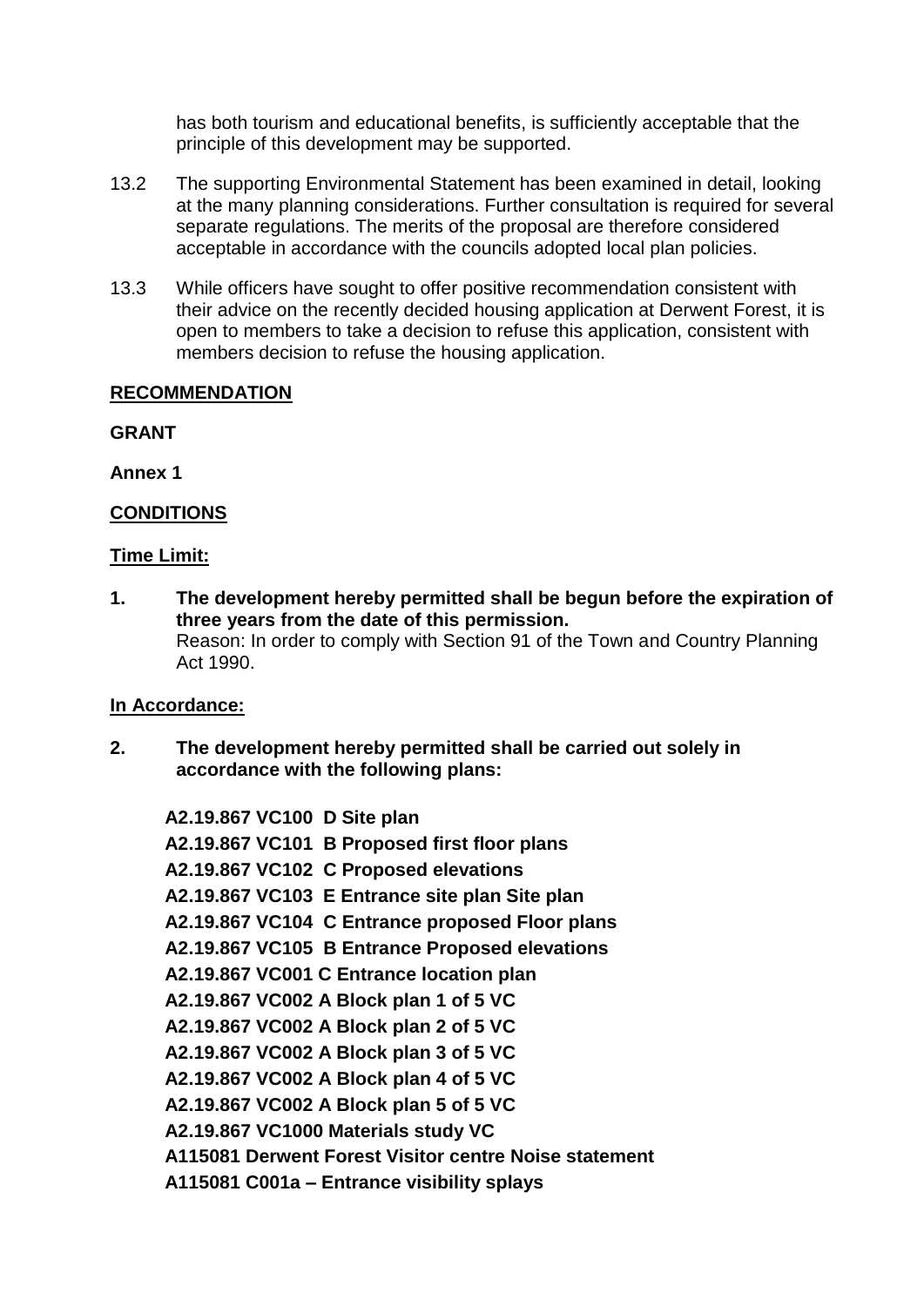has both tourism and educational benefits, is sufficiently acceptable that the principle of this development may be supported.

13.2 The supporting Environmental Statement has been examined in detail, looking at the many planning considerations. Further consultation is required for several separate regulations. The merits of the proposal are therefore considered acceptable in accordance with the councils adopted local plan policies.

13.3 While officers have sought to offer positive recommendation consistent with their advice on the recently decided housing application at Derwent Forest, it is open to members to take a decision to refuse this application, consistent with members decision to refuse the housing application.

**RECOMMENDATION**

**GRANT**

**Annex 1**

**CONDITIONS**

**Time Limit:**

**1. The development hereby permitted shall be begun before the expiration of three years from the date of this permission.**
Reason: In order to comply with Section 91 of the Town and Country Planning Act 1990.

**In Accordance:**

**2. The development hereby permitted shall be carried out solely in accordance with the following plans:**

**A2.19.867 VC100 D Site plan**
**A2.19.867 VC101 B Proposed first floor plans**
**A2.19.867 VC102 C Proposed elevations**
**A2.19.867 VC103 E Entrance site plan Site plan**
**A2.19.867 VC104 C Entrance proposed Floor plans**
**A2.19.867 VC105 B Entrance Proposed elevations**
**A2.19.867 VC001 C Entrance location plan**
**A2.19.867 VC002 A Block plan 1 of 5 VC**
**A2.19.867 VC002 A Block plan 2 of 5 VC**
**A2.19.867 VC002 A Block plan 3 of 5 VC**
**A2.19.867 VC002 A Block plan 4 of 5 VC**
**A2.19.867 VC002 A Block plan 5 of 5 VC**
**A2.19.867 VC1000 Materials study VC**
**A115081 Derwent Forest Visitor centre Noise statement**
**A115081 C001a – Entrance visibility splays**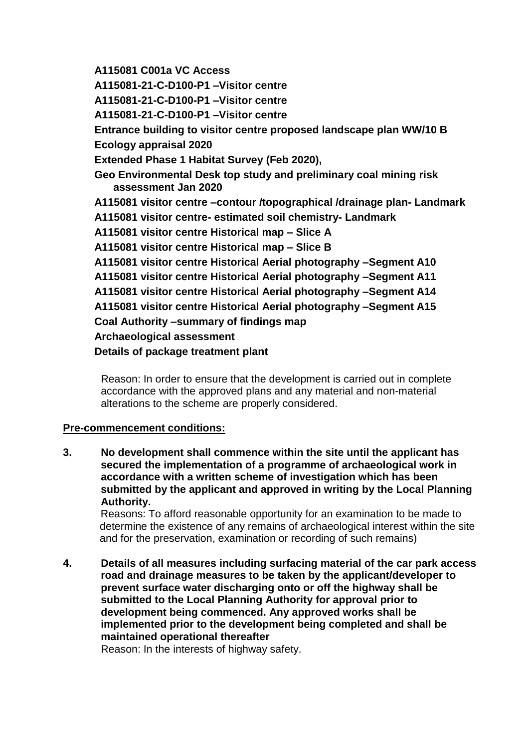**A115081 C001a VC Access**

**A115081-21-C-D100-P1 –Visitor centre**

**A115081-21-C-D100-P1 –Visitor centre**

**A115081-21-C-D100-P1 –Visitor centre**

**Entrance building to visitor centre proposed landscape plan WW/10 B**

**Ecology appraisal 2020**

**Extended Phase 1 Habitat Survey (Feb 2020),**

**Geo Environmental Desk top study and preliminary coal mining risk assessment Jan 2020**

**A115081 visitor centre –contour /topographical /drainage plan- Landmark**

**A115081 visitor centre- estimated soil chemistry- Landmark**

**A115081 visitor centre Historical map – Slice A**

**A115081 visitor centre Historical map – Slice B**

**A115081 visitor centre Historical Aerial photography –Segment A10**

**A115081 visitor centre Historical Aerial photography –Segment A11**

**A115081 visitor centre Historical Aerial photography –Segment A14**

**A115081 visitor centre Historical Aerial photography –Segment A15**

**Coal Authority –summary of findings map**

**Archaeological assessment**

**Details of package treatment plant**

Reason: In order to ensure that the development is carried out in complete accordance with the approved plans and any material and non-material alterations to the scheme are properly considered.

**Pre-commencement conditions:**

**3. No development shall commence within the site until the applicant has secured the implementation of a programme of archaeological work in accordance with a written scheme of investigation which has been submitted by the applicant and approved in writing by the Local Planning Authority.**

Reasons: To afford reasonable opportunity for an examination to be made to determine the existence of any remains of archaeological interest within the site and for the preservation, examination or recording of such remains)

**4. Details of all measures including surfacing material of the car park access road and drainage measures to be taken by the applicant/developer to prevent surface water discharging onto or off the highway shall be submitted to the Local Planning Authority for approval prior to development being commenced. Any approved works shall be implemented prior to the development being completed and shall be maintained operational thereafter**

Reason: In the interests of highway safety.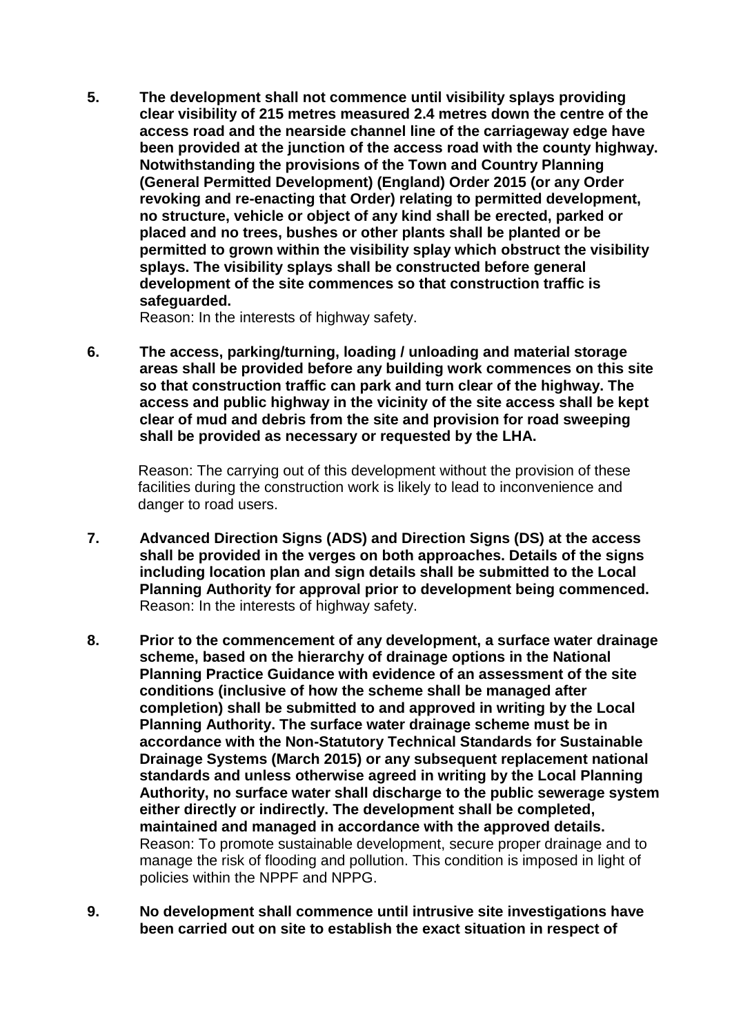5. **The development shall not commence until visibility splays providing clear visibility of 215 metres measured 2.4 metres down the centre of the access road and the nearside channel line of the carriageway edge have been provided at the junction of the access road with the county highway. Notwithstanding the provisions of the Town and Country Planning (General Permitted Development) (England) Order 2015 (or any Order revoking and re-enacting that Order) relating to permitted development, no structure, vehicle or object of any kind shall be erected, parked or placed and no trees, bushes or other plants shall be planted or be permitted to grown within the visibility splay which obstruct the visibility splays. The visibility splays shall be constructed before general development of the site commences so that construction traffic is safeguarded.**

   Reason: In the interests of highway safety.

6. **The access, parking/turning, loading / unloading and material storage areas shall be provided before any building work commences on this site so that construction traffic can park and turn clear of the highway. The access and public highway in the vicinity of the site access shall be kept clear of mud and debris from the site and provision for road sweeping shall be provided as necessary or requested by the LHA.**

   Reason: The carrying out of this development without the provision of these facilities during the construction work is likely to lead to inconvenience and danger to road users.

7. **Advanced Direction Signs (ADS) and Direction Signs (DS) at the access shall be provided in the verges on both approaches. Details of the signs including location plan and sign details shall be submitted to the Local Planning Authority for approval prior to development being commenced.**

   Reason: In the interests of highway safety.

8. **Prior to the commencement of any development, a surface water drainage scheme, based on the hierarchy of drainage options in the National Planning Practice Guidance with evidence of an assessment of the site conditions (inclusive of how the scheme shall be managed after completion) shall be submitted to and approved in writing by the Local Planning Authority. The surface water drainage scheme must be in accordance with the Non-Statutory Technical Standards for Sustainable Drainage Systems (March 2015) or any subsequent replacement national standards and unless otherwise agreed in writing by the Local Planning Authority, no surface water shall discharge to the public sewerage system either directly or indirectly. The development shall be completed, maintained and managed in accordance with the approved details.**

   Reason: To promote sustainable development, secure proper drainage and to manage the risk of flooding and pollution. This condition is imposed in light of policies within the NPPF and NPPG.

9. **No development shall commence until intrusive site investigations have been carried out on site to establish the exact situation in respect of**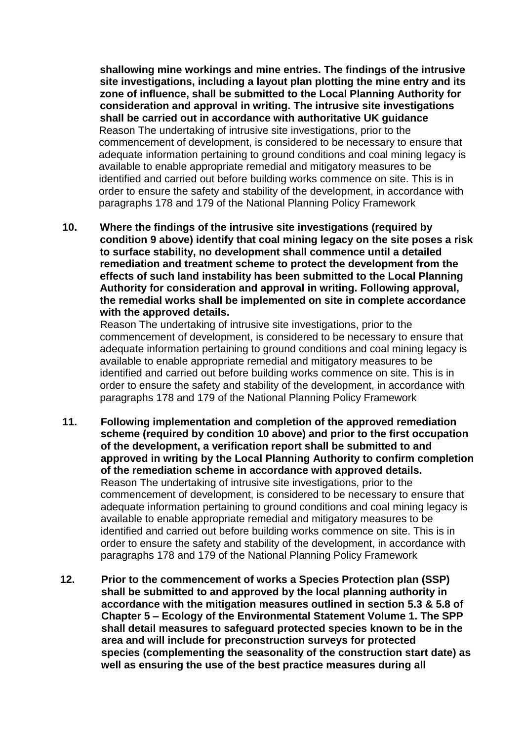**shallowing mine workings and mine entries. The findings of the intrusive site investigations, including a layout plan plotting the mine entry and its zone of influence, shall be submitted to the Local Planning Authority for consideration and approval in writing. The intrusive site investigations shall be carried out in accordance with authoritative UK guidance**

Reason The undertaking of intrusive site investigations, prior to the commencement of development, is considered to be necessary to ensure that adequate information pertaining to ground conditions and coal mining legacy is available to enable appropriate remedial and mitigatory measures to be identified and carried out before building works commence on site. This is in order to ensure the safety and stability of the development, in accordance with paragraphs 178 and 179 of the National Planning Policy Framework

10. **Where the findings of the intrusive site investigations (required by condition 9 above) identify that coal mining legacy on the site poses a risk to surface stability, no development shall commence until a detailed remediation and treatment scheme to protect the development from the effects of such land instability has been submitted to the Local Planning Authority for consideration and approval in writing. Following approval, the remedial works shall be implemented on site in complete accordance with the approved details.**

    Reason The undertaking of intrusive site investigations, prior to the commencement of development, is considered to be necessary to ensure that adequate information pertaining to ground conditions and coal mining legacy is available to enable appropriate remedial and mitigatory measures to be identified and carried out before building works commence on site. This is in order to ensure the safety and stability of the development, in accordance with paragraphs 178 and 179 of the National Planning Policy Framework

11. **Following implementation and completion of the approved remediation scheme (required by condition 10 above) and prior to the first occupation of the development, a verification report shall be submitted to and approved in writing by the Local Planning Authority to confirm completion of the remediation scheme in accordance with approved details.**

    Reason The undertaking of intrusive site investigations, prior to the commencement of development, is considered to be necessary to ensure that adequate information pertaining to ground conditions and coal mining legacy is available to enable appropriate remedial and mitigatory measures to be identified and carried out before building works commence on site. This is in order to ensure the safety and stability of the development, in accordance with paragraphs 178 and 179 of the National Planning Policy Framework

12. **Prior to the commencement of works a Species Protection plan (SSP) shall be submitted to and approved by the local planning authority in accordance with the mitigation measures outlined in section 5.3 & 5.8 of Chapter 5 – Ecology of the Environmental Statement Volume 1. The SPP shall detail measures to safeguard protected species known to be in the area and will include for preconstruction surveys for protected species (complementing the seasonality of the construction start date) as well as ensuring the use of the best practice measures during all**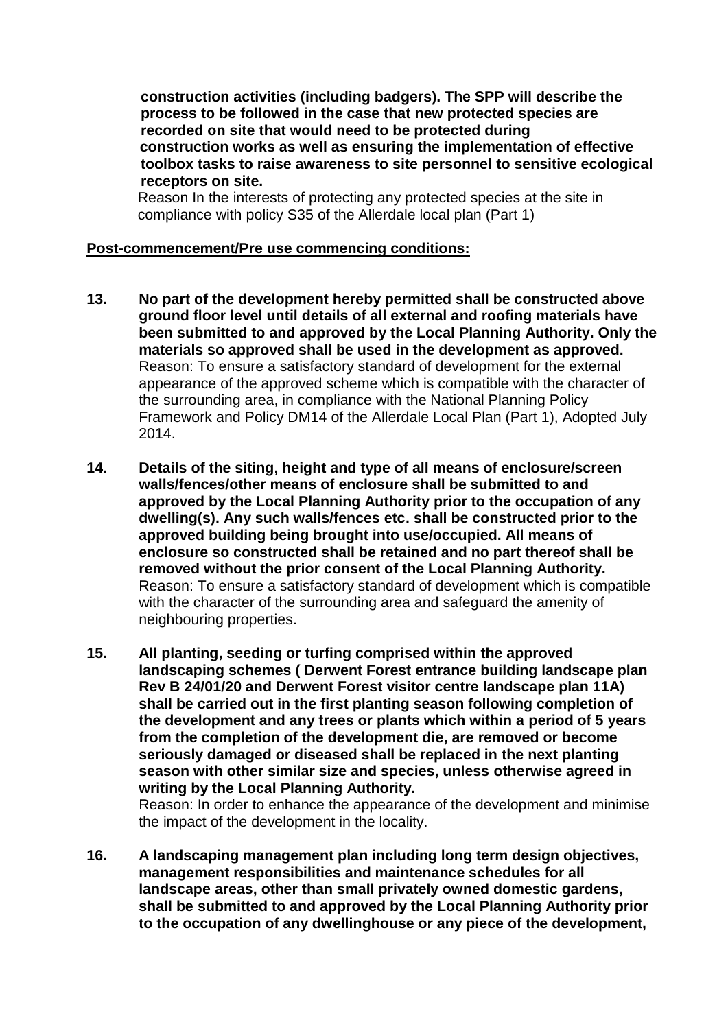**construction activities (including badgers). The SPP will describe the process to be followed in the case that new protected species are recorded on site that would need to be protected during construction works as well as ensuring the implementation of effective toolbox tasks to raise awareness to site personnel to sensitive ecological receptors on site.**

Reason In the interests of protecting any protected species at the site in compliance with policy S35 of the Allerdale local plan (Part 1)

**Post-commencement/Pre use commencing conditions:**

13. **No part of the development hereby permitted shall be constructed above ground floor level until details of all external and roofing materials have been submitted to and approved by the Local Planning Authority. Only the materials so approved shall be used in the development as approved.**
    Reason: To ensure a satisfactory standard of development for the external appearance of the approved scheme which is compatible with the character of the surrounding area, in compliance with the National Planning Policy Framework and Policy DM14 of the Allerdale Local Plan (Part 1), Adopted July 2014.

14. **Details of the siting, height and type of all means of enclosure/screen walls/fences/other means of enclosure shall be submitted to and approved by the Local Planning Authority prior to the occupation of any dwelling(s). Any such walls/fences etc. shall be constructed prior to the approved building being brought into use/occupied. All means of enclosure so constructed shall be retained and no part thereof shall be removed without the prior consent of the Local Planning Authority.**
    Reason: To ensure a satisfactory standard of development which is compatible with the character of the surrounding area and safeguard the amenity of neighbouring properties.

15. **All planting, seeding or turfing comprised within the approved landscaping schemes ( Derwent Forest entrance building landscape plan Rev B 24/01/20 and Derwent Forest visitor centre landscape plan 11A) shall be carried out in the first planting season following completion of the development and any trees or plants which within a period of 5 years from the completion of the development die, are removed or become seriously damaged or diseased shall be replaced in the next planting season with other similar size and species, unless otherwise agreed in writing by the Local Planning Authority.**
    Reason: In order to enhance the appearance of the development and minimise the impact of the development in the locality.

16. **A landscaping management plan including long term design objectives, management responsibilities and maintenance schedules for all landscape areas, other than small privately owned domestic gardens, shall be submitted to and approved by the Local Planning Authority prior to the occupation of any dwellinghouse or any piece of the development,**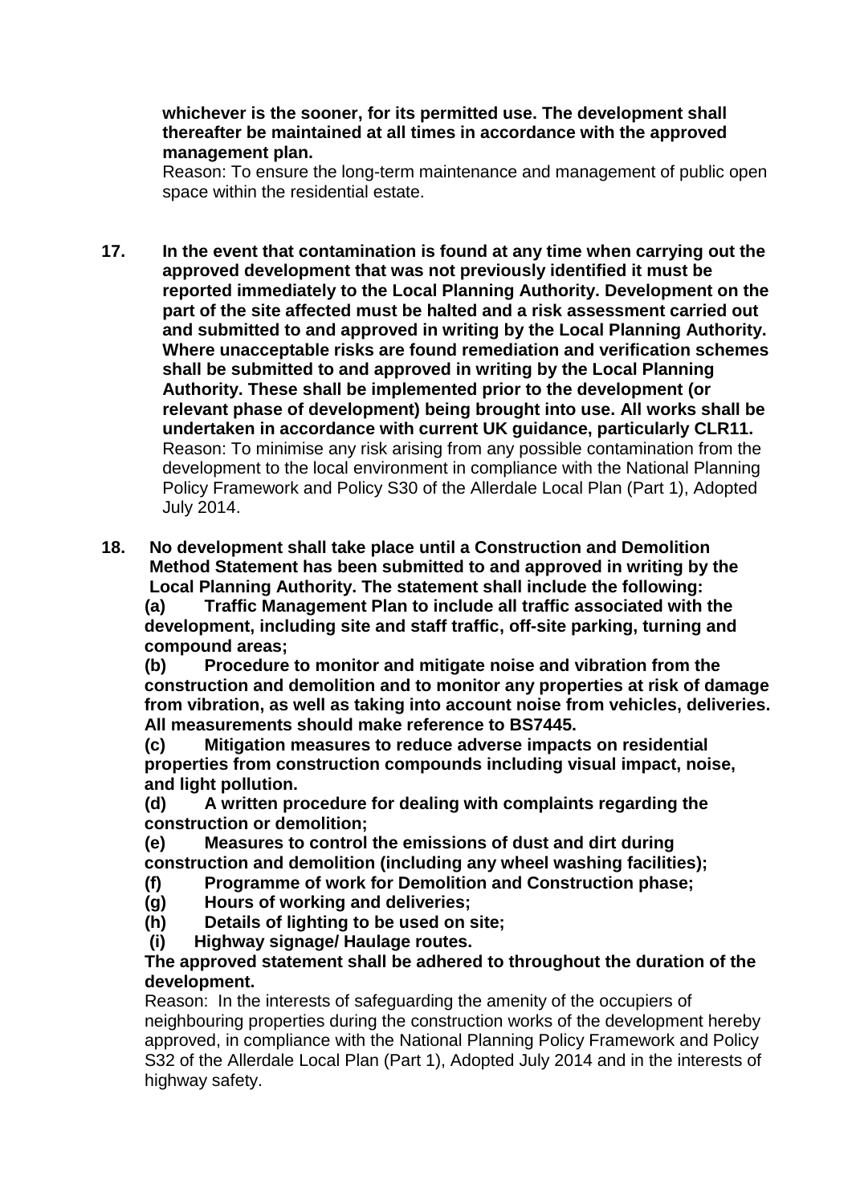**whichever is the sooner, for its permitted use. The development shall thereafter be maintained at all times in accordance with the approved management plan.**

Reason: To ensure the long-term maintenance and management of public open space within the residential estate.

**17. In the event that contamination is found at any time when carrying out the approved development that was not previously identified it must be reported immediately to the Local Planning Authority. Development on the part of the site affected must be halted and a risk assessment carried out and submitted to and approved in writing by the Local Planning Authority. Where unacceptable risks are found remediation and verification schemes shall be submitted to and approved in writing by the Local Planning Authority. These shall be implemented prior to the development (or relevant phase of development) being brought into use. All works shall be undertaken in accordance with current UK guidance, particularly CLR11.**

Reason: To minimise any risk arising from any possible contamination from the development to the local environment in compliance with the National Planning Policy Framework and Policy S30 of the Allerdale Local Plan (Part 1), Adopted July 2014.

**18. No development shall take place until a Construction and Demolition Method Statement has been submitted to and approved in writing by the Local Planning Authority. The statement shall include the following:**

**(a) Traffic Management Plan to include all traffic associated with the development, including site and staff traffic, off-site parking, turning and compound areas;**

**(b) Procedure to monitor and mitigate noise and vibration from the construction and demolition and to monitor any properties at risk of damage from vibration, as well as taking into account noise from vehicles, deliveries. All measurements should make reference to BS7445.**

**(c) Mitigation measures to reduce adverse impacts on residential properties from construction compounds including visual impact, noise, and light pollution.**

**(d) A written procedure for dealing with complaints regarding the construction or demolition;**

**(e) Measures to control the emissions of dust and dirt during construction and demolition (including any wheel washing facilities);**

**(f) Programme of work for Demolition and Construction phase;**

**(g) Hours of working and deliveries;**

**(h) Details of lighting to be used on site;**

**(i) Highway signage/ Haulage routes.**

**The approved statement shall be adhered to throughout the duration of the development.**

Reason: In the interests of safeguarding the amenity of the occupiers of neighbouring properties during the construction works of the development hereby approved, in compliance with the National Planning Policy Framework and Policy S32 of the Allerdale Local Plan (Part 1), Adopted July 2014 and in the interests of highway safety.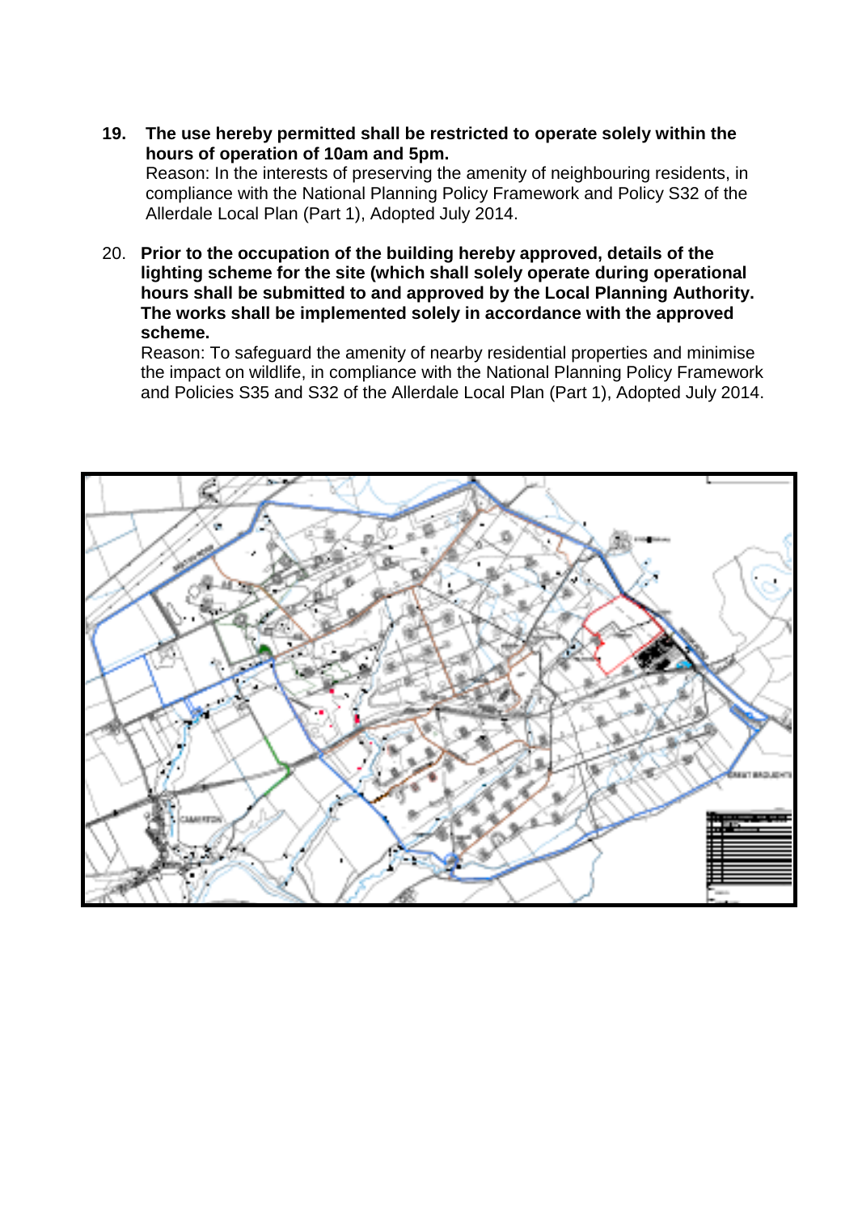19. **The use hereby permitted shall be restricted to operate solely within the hours of operation of 10am and 5pm.**
    Reason: In the interests of preserving the amenity of neighbouring residents, in compliance with the National Planning Policy Framework and Policy S32 of the Allerdale Local Plan (Part 1), Adopted July 2014.

20. **Prior to the occupation of the building hereby approved, details of the lighting scheme for the site (which shall solely operate during operational hours shall be submitted to and approved by the Local Planning Authority. The works shall be implemented solely in accordance with the approved scheme.**
    Reason: To safeguard the amenity of nearby residential properties and minimise the impact on wildlife, in compliance with the National Planning Policy Framework and Policies S35 and S32 of the Allerdale Local Plan (Part 1), Adopted July 2014.